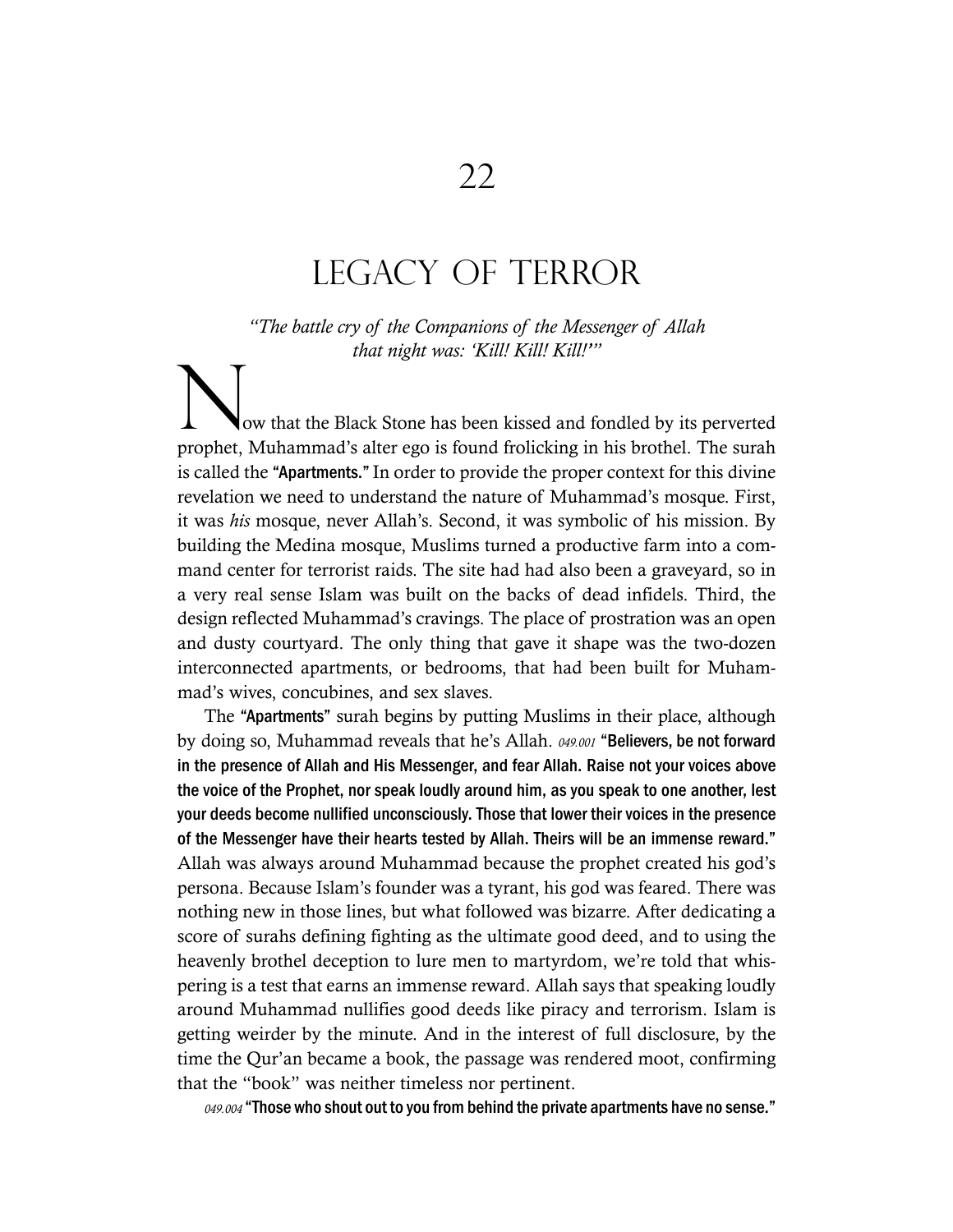# 22

# LEGACY OF TERROR

*"The battle cry of the Companions of the Messenger of Allah that night was: 'Kill! Kill! Kill!'"*

Now that the Black Stone has been kissed and fondled by its perverted prophet, Muhammad's alter ego is found frolicking in his brothel. The surah is called the **"Apartments."** In order to provide the proper context for this divine revelation we need to understand the nature of Muhammad's mosque. First, it was *his* mosque, never Allah's. Second, it was symbolic of his mission. By building the Medina mosque, Muslims turned a productive farm into a command center for terrorist raids. The site had had also been a graveyard, so in a very real sense Islam was built on the backs of dead infidels. Third, the design reflected Muhammad's cravings. The place of prostration was an open and dusty courtyard. The only thing that gave it shape was the two-dozen interconnected apartments, or bedrooms, that had been built for Muhammad's wives, concubines, and sex slaves.

The **"Apartments"** surah begins by putting Muslims in their place, although by doing so, Muhammad reveals that he's Allah. *049.001* **"Believers, be not forward in the presence of Allah and His Messenger, and fear Allah. Raise not your voices above the voice of the Prophet, nor speak loudly around him, as you speak to one another, lest your deeds become nullified unconsciously. Those that lower their voices in the presence of the Messenger have their hearts tested by Allah. Theirs will be an immense reward."** Allah was always around Muhammad because the prophet created his god's persona. Because Islam's founder was a tyrant, his god was feared. There was nothing new in those lines, but what followed was bizarre. After dedicating a score of surahs defining fighting as the ultimate good deed, and to using the heavenly brothel deception to lure men to martyrdom, we're told that whispering is a test that earns an immense reward. Allah says that speaking loudly around Muhammad nullifies good deeds like piracy and terrorism. Islam is getting weirder by the minute. And in the interest of full disclosure, by the time the Qur'an became a book, the passage was rendered moot, confirming that the "book" was neither timeless nor pertinent.

*049.004* **"Those who shout out to you from behind the private apartments have no sense."**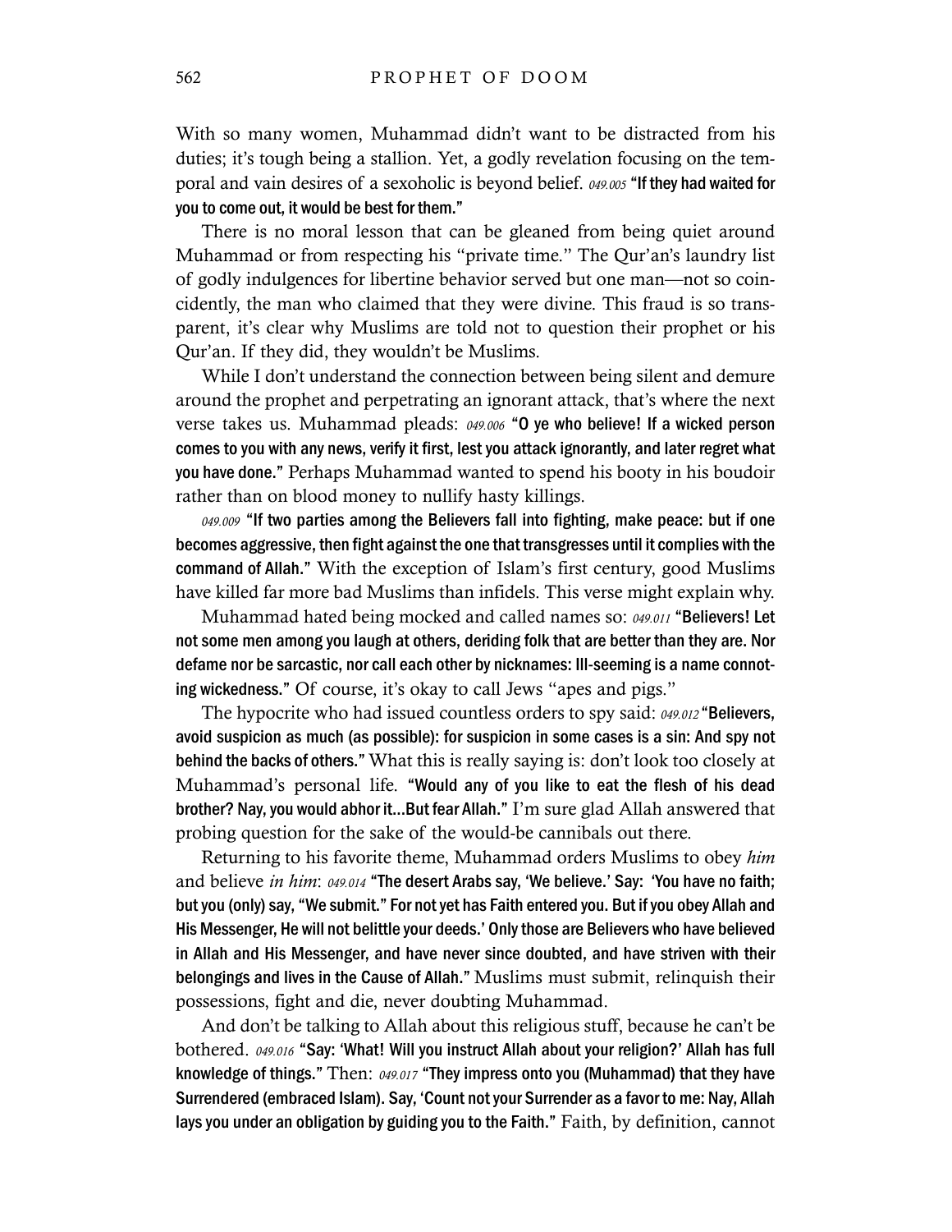With so many women, Muhammad didn't want to be distracted from his duties; it's tough being a stallion. Yet, a godly revelation focusing on the temporal and vain desires of a sexoholic is beyond belief. *049.005* **"If they had waited for you to come out, it would be best for them."**

There is no moral lesson that can be gleaned from being quiet around Muhammad or from respecting his "private time." The Qur'an's laundry list of godly indulgences for libertine behavior served but one man—not so coincidently, the man who claimed that they were divine. This fraud is so transparent, it's clear why Muslims are told not to question their prophet or his Qur'an. If they did, they wouldn't be Muslims.

While I don't understand the connection between being silent and demure around the prophet and perpetrating an ignorant attack, that's where the next verse takes us. Muhammad pleads: *049.006* **"O ye who believe! If a wicked person comes to you with any news, verify it first, lest you attack ignorantly, and later regret what you have done."** Perhaps Muhammad wanted to spend his booty in his boudoir rather than on blood money to nullify hasty killings.

*049.009* **"If two parties among the Believers fall into fighting, make peace: but if one becomes aggressive, then fight against the one that transgresses until it complies with the command of Allah."** With the exception of Islam's first century, good Muslims have killed far more bad Muslims than infidels. This verse might explain why.

Muhammad hated being mocked and called names so: *049.011* **"Believers! Let not some men among you laugh at others, deriding folk that are better than they are. Nor defame nor be sarcastic, nor call each other by nicknames: Ill-seeming is a name connoting wickedness."** Of course, it's okay to call Jews "apes and pigs."

The hypocrite who had issued countless orders to spy said: *049.012* **"Believers, avoid suspicion as much (as possible): for suspicion in some cases is a sin: And spy not behind the backs of others."** What this is really saying is: don't look too closely at Muhammad's personal life. **"Would any of you like to eat the flesh of his dead brother? Nay, you would abhor it…But fear Allah."** I'm sure glad Allah answered that probing question for the sake of the would-be cannibals out there.

Returning to his favorite theme, Muhammad orders Muslims to obey *him* and believe *in him*: *049.014* **"The desert Arabs say, 'We believe.' Say: 'You have no faith; but you (only) say, "We submit." For not yet has Faith entered you. But if you obey Allah and His Messenger, He will not belittle your deeds.' Only those are Believers who have believed in Allah and His Messenger, and have never since doubted, and have striven with their belongings and lives in the Cause of Allah."** Muslims must submit, relinquish their possessions, fight and die, never doubting Muhammad.

And don't be talking to Allah about this religious stuff, because he can't be bothered. *049.016* **"Say: 'What! Will you instruct Allah about your religion?' Allah has full knowledge of things."** Then: *049.017* **"They impress onto you (Muhammad) that they have Surrendered (embraced Islam). Say, 'Count not your Surrender as a favor to me: Nay, Allah lays you under an obligation by guiding you to the Faith."** Faith, by definition, cannot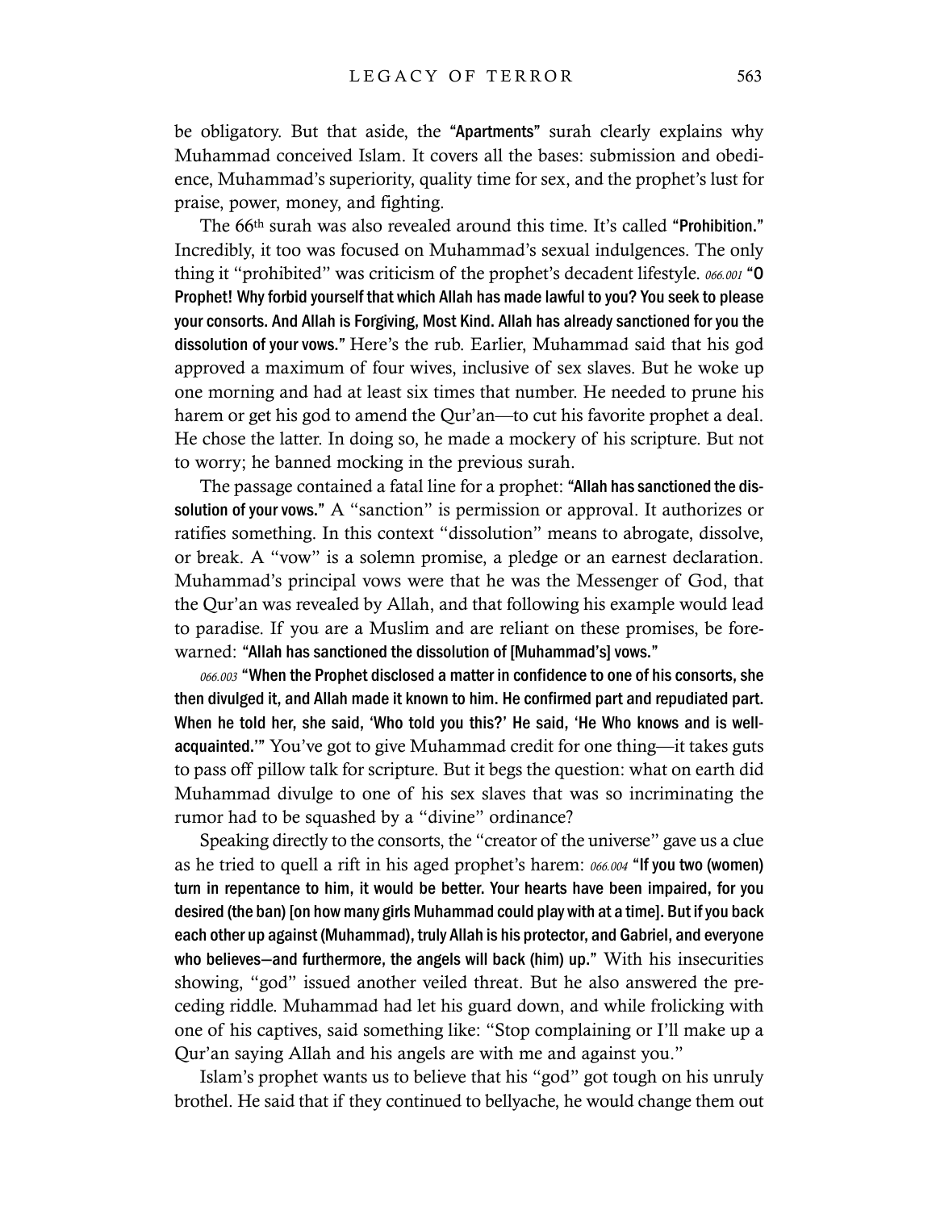be obligatory. But that aside, the **"Apartments"** surah clearly explains why Muhammad conceived Islam. It covers all the bases: submission and obedience, Muhammad's superiority, quality time for sex, and the prophet's lust for praise, power, money, and fighting.

The 66th surah was also revealed around this time. It's called **"Prohibition."** Incredibly, it too was focused on Muhammad's sexual indulgences. The only thing it "prohibited" was criticism of the prophet's decadent lifestyle. *066.001* **"O Prophet! Why forbid yourself that which Allah has made lawful to you? You seek to please your consorts. And Allah is Forgiving, Most Kind. Allah has already sanctioned for you the dissolution of your vows."** Here's the rub. Earlier, Muhammad said that his god approved a maximum of four wives, inclusive of sex slaves. But he woke up one morning and had at least six times that number. He needed to prune his harem or get his god to amend the Qur'an—to cut his favorite prophet a deal. He chose the latter. In doing so, he made a mockery of his scripture. But not to worry; he banned mocking in the previous surah.

The passage contained a fatal line for a prophet: **"Allah has sanctioned the dissolution of your vows."** A "sanction" is permission or approval. It authorizes or ratifies something. In this context "dissolution" means to abrogate, dissolve, or break. A "vow" is a solemn promise, a pledge or an earnest declaration. Muhammad's principal vows were that he was the Messenger of God, that the Qur'an was revealed by Allah, and that following his example would lead to paradise. If you are a Muslim and are reliant on these promises, be forewarned: **"Allah has sanctioned the dissolution of [Muhammad's] vows."**

*066.003* **"When the Prophet disclosed a matter in confidence to one of his consorts, she then divulged it, and Allah made it known to him. He confirmed part and repudiated part. When he told her, she said, 'Who told you this?' He said, 'He Who knows and is well-acquainted.'"** You've got to give Muhammad credit for one thing—it takes guts to pass off pillow talk for scripture. But it begs the question: what on earth did Muhammad divulge to one of his sex slaves that was so incriminating the rumor had to be squashed by a "divine" ordinance?

Speaking directly to the consorts, the "creator of the universe" gave us a clue as he tried to quell a rift in his aged prophet's harem: *066.004* **"If you two (women) turn in repentance to him, it would be better. Your hearts have been impaired, for you desired (the ban) [on how many girls Muhammad could play with at a time]. But if you back each other up against (Muhammad), truly Allah is his protector, and Gabriel, and everyone who believes—and furthermore, the angels will back (him) up."** With his insecurities showing, "god" issued another veiled threat. But he also answered the preceding riddle. Muhammad had let his guard down, and while frolicking with one of his captives, said something like: "Stop complaining or I'll make up a Qur'an saying Allah and his angels are with me and against you."

Islam's prophet wants us to believe that his "god" got tough on his unruly brothel. He said that if they continued to bellyache, he would change them out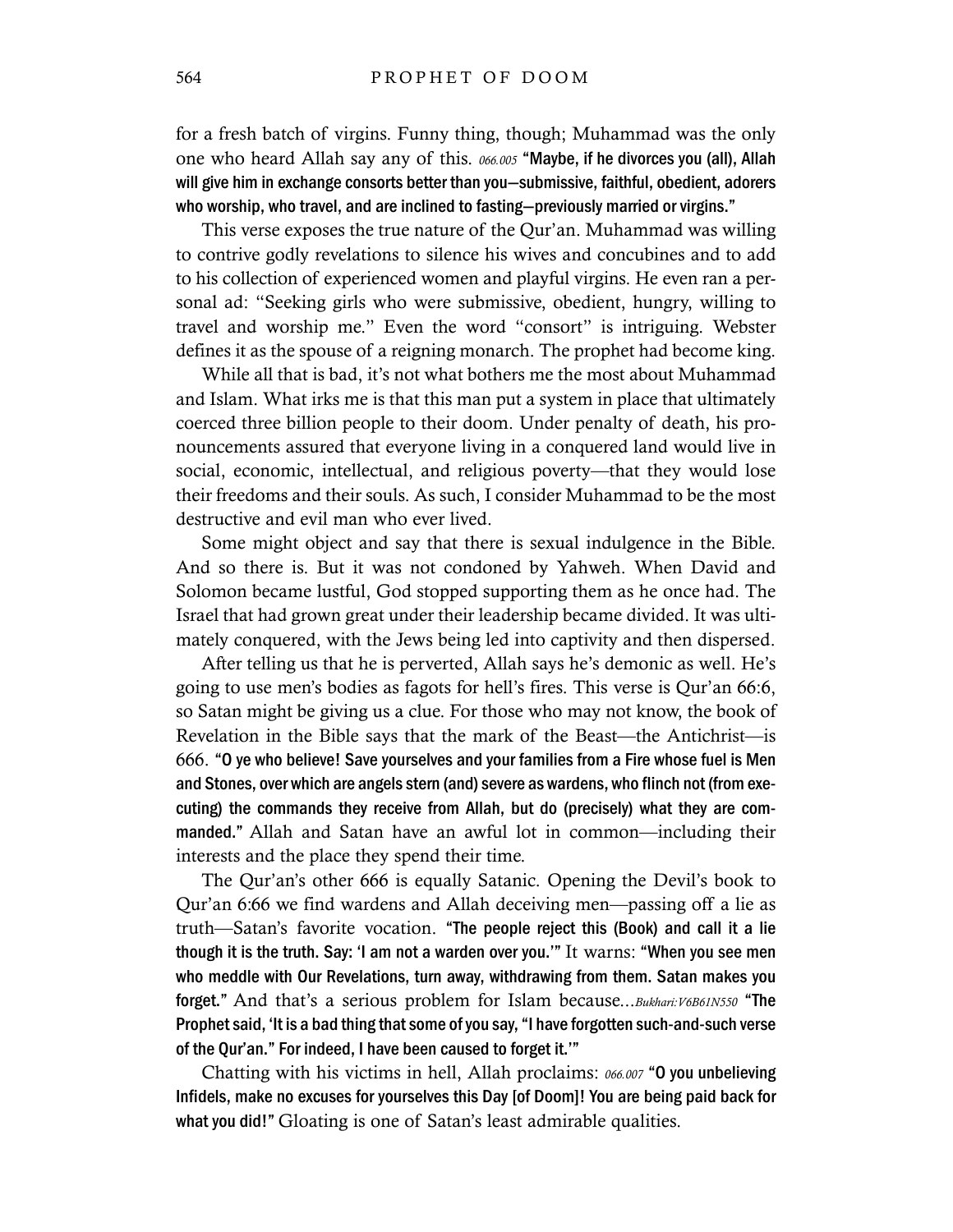for a fresh batch of virgins. Funny thing, though; Muhammad was the only one who heard Allah say any of this. *066.005* **"Maybe, if he divorces you (all), Allah will give him in exchange consorts better than you—submissive, faithful, obedient, adorers who worship, who travel, and are inclined to fasting—previously married or virgins."**

This verse exposes the true nature of the Qur'an. Muhammad was willing to contrive godly revelations to silence his wives and concubines and to add to his collection of experienced women and playful virgins. He even ran a personal ad: "Seeking girls who were submissive, obedient, hungry, willing to travel and worship me." Even the word "consort" is intriguing. Webster defines it as the spouse of a reigning monarch. The prophet had become king.

While all that is bad, it's not what bothers me the most about Muhammad and Islam. What irks me is that this man put a system in place that ultimately coerced three billion people to their doom. Under penalty of death, his pronouncements assured that everyone living in a conquered land would live in social, economic, intellectual, and religious poverty—that they would lose their freedoms and their souls. As such, I consider Muhammad to be the most destructive and evil man who ever lived.

Some might object and say that there is sexual indulgence in the Bible. And so there is. But it was not condoned by Yahweh. When David and Solomon became lustful, God stopped supporting them as he once had. The Israel that had grown great under their leadership became divided. It was ultimately conquered, with the Jews being led into captivity and then dispersed.

After telling us that he is perverted, Allah says he's demonic as well. He's going to use men's bodies as fagots for hell's fires. This verse is Qur'an 66:6, so Satan might be giving us a clue. For those who may not know, the book of Revelation in the Bible says that the mark of the Beast—the Antichrist—is 666. **"O ye who believe! Save yourselves and your families from a Fire whose fuel is Men and Stones, over which are angels stern (and) severe as wardens, who flinch not (from executing) the commands they receive from Allah, but do (precisely) what they are commanded."** Allah and Satan have an awful lot in common—including their interests and the place they spend their time.

The Qur'an's other 666 is equally Satanic. Opening the Devil's book to Qur'an 6:66 we find wardens and Allah deceiving men—passing off a lie as truth—Satan's favorite vocation. **"The people reject this (Book) and call it a lie though it is the truth. Say: 'I am not a warden over you.'"** It warns: **"When you see men who meddle with Our Revelations, turn away, withdrawing from them. Satan makes you forget."** And that's a serious problem for Islam because...*Bukhari:V6B61N550* **"The Prophet said, 'It is a bad thing that some of you say, "I have forgotten such-and-such verse of the Qur'an." For indeed, I have been caused to forget it.'"**

Chatting with his victims in hell, Allah proclaims: *066.007* **"O you unbelieving Infidels, make no excuses for yourselves this Day [of Doom]! You are being paid back for what you did!"** Gloating is one of Satan's least admirable qualities.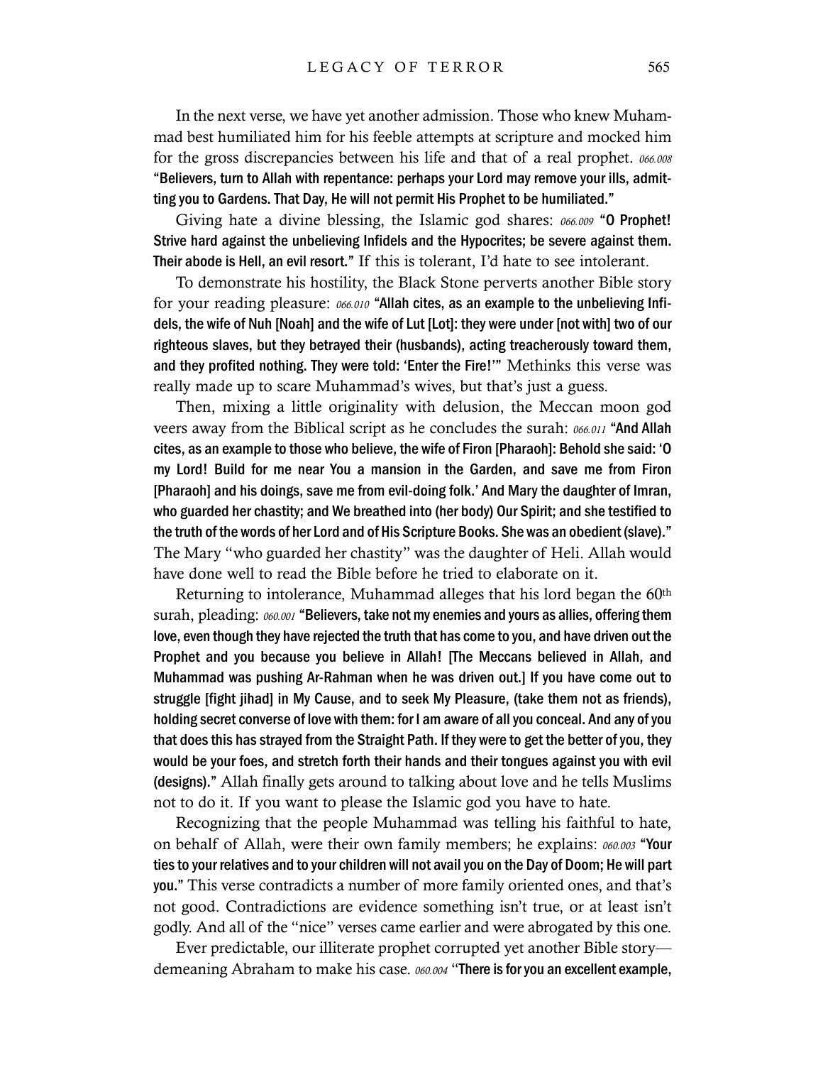In the next verse, we have yet another admission. Those who knew Muhammad best humiliated him for his feeble attempts at scripture and mocked him for the gross discrepancies between his life and that of a real prophet. *066.008* **"Believers, turn to Allah with repentance: perhaps your Lord may remove your ills, admitting you to Gardens. That Day, He will not permit His Prophet to be humiliated."**

Giving hate a divine blessing, the Islamic god shares: *066.009* **"O Prophet! Strive hard against the unbelieving Infidels and the Hypocrites; be severe against them. Their abode is Hell, an evil resort."** If this is tolerant, I'd hate to see intolerant.

To demonstrate his hostility, the Black Stone perverts another Bible story for your reading pleasure: *066.010* **"Allah cites, as an example to the unbelieving Infidels, the wife of Nuh [Noah] and the wife of Lut [Lot]: they were under [not with] two of our righteous slaves, but they betrayed their (husbands), acting treacherously toward them, and they profited nothing. They were told: 'Enter the Fire!'"** Methinks this verse was really made up to scare Muhammad's wives, but that's just a guess.

Then, mixing a little originality with delusion, the Meccan moon god veers away from the Biblical script as he concludes the surah: *066.011* **"And Allah cites, as an example to those who believe, the wife of Firon [Pharaoh]: Behold she said: 'O my Lord! Build for me near You a mansion in the Garden, and save me from Firon [Pharaoh] and his doings, save me from evil-doing folk.' And Mary the daughter of Imran, who guarded her chastity; and We breathed into (her body) Our Spirit; and she testified to the truth of the words of her Lord and of His Scripture Books. She was an obedient (slave)."** The Mary "who guarded her chastity" was the daughter of Heli. Allah would have done well to read the Bible before he tried to elaborate on it.

Returning to intolerance, Muhammad alleges that his lord began the 60th surah, pleading: *060.001* **"Believers, take not my enemies and yours as allies, offering them love, even though they have rejected the truth that has come to you, and have driven out the Prophet and you because you believe in Allah! [The Meccans believed in Allah, and Muhammad was pushing Ar-Rahman when he was driven out.] If you have come out to struggle [fight jihad] in My Cause, and to seek My Pleasure, (take them not as friends), holding secret converse of love with them: for I am aware of all you conceal. And any of you that does this has strayed from the Straight Path. If they were to get the better of you, they would be your foes, and stretch forth their hands and their tongues against you with evil (designs)."** Allah finally gets around to talking about love and he tells Muslims not to do it. If you want to please the Islamic god you have to hate.

Recognizing that the people Muhammad was telling his faithful to hate, on behalf of Allah, were their own family members; he explains: *060.003* **"Your ties to your relatives and to your children will not avail you on the Day of Doom; He will part you."** This verse contradicts a number of more family oriented ones, and that's not good. Contradictions are evidence something isn't true, or at least isn't godly. And all of the "nice" verses came earlier and were abrogated by this one.

Ever predictable, our illiterate prophet corrupted yet another Bible story—demeaning Abraham to make his case. *060.004* **"There is for you an excellent example,**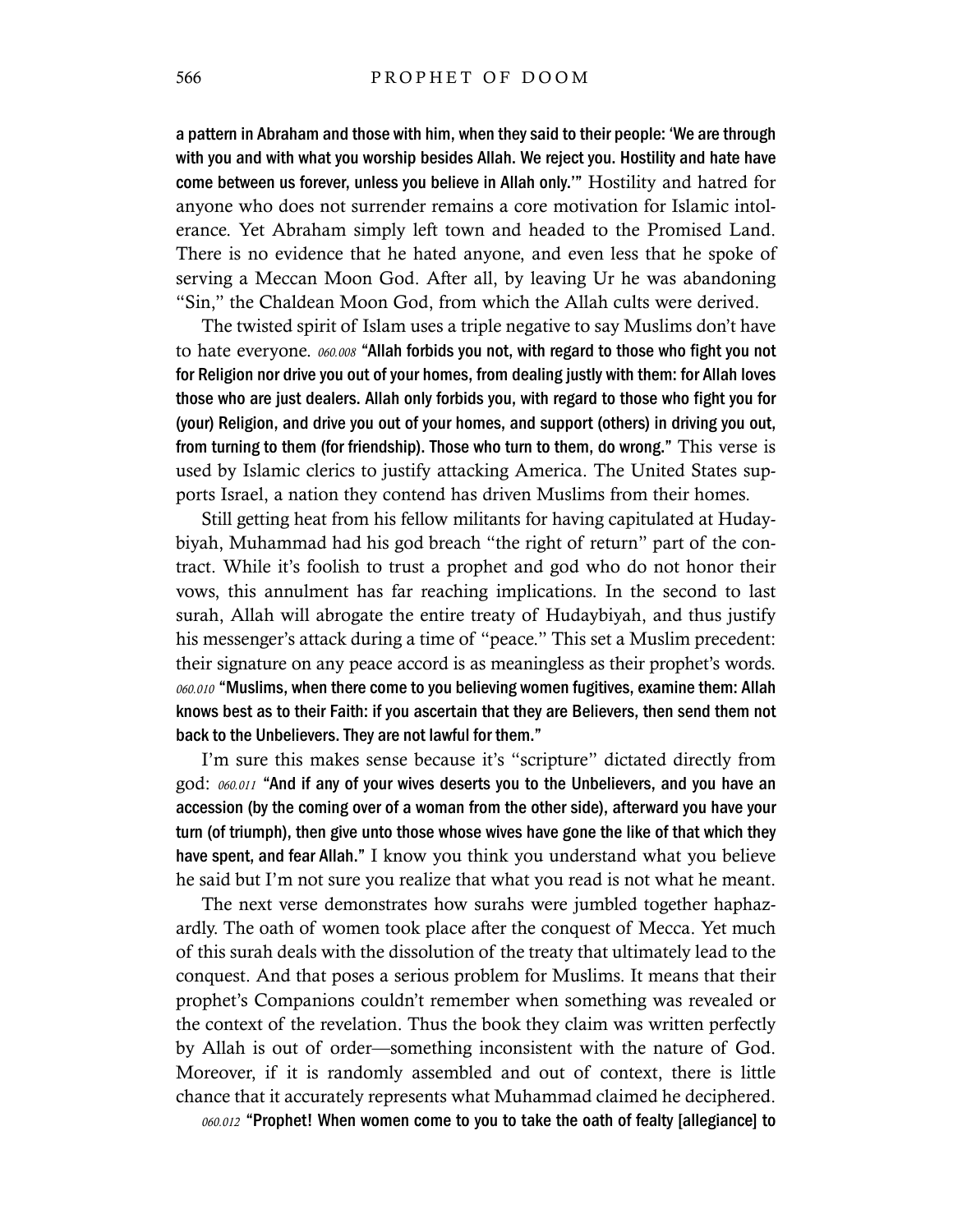**a pattern in Abraham and those with him, when they said to their people: 'We are through with you and with what you worship besides Allah. We reject you. Hostility and hate have come between us forever, unless you believe in Allah only.'"** Hostility and hatred for anyone who does not surrender remains a core motivation for Islamic intolerance. Yet Abraham simply left town and headed to the Promised Land. There is no evidence that he hated anyone, and even less that he spoke of serving a Meccan Moon God. After all, by leaving Ur he was abandoning "Sin," the Chaldean Moon God, from which the Allah cults were derived.

The twisted spirit of Islam uses a triple negative to say Muslims don't have to hate everyone. *060.008* **"Allah forbids you not, with regard to those who fight you not for Religion nor drive you out of your homes, from dealing justly with them: for Allah loves those who are just dealers. Allah only forbids you, with regard to those who fight you for (your) Religion, and drive you out of your homes, and support (others) in driving you out, from turning to them (for friendship). Those who turn to them, do wrong."** This verse is used by Islamic clerics to justify attacking America. The United States supports Israel, a nation they contend has driven Muslims from their homes.

Still getting heat from his fellow militants for having capitulated at Hudaybiyah, Muhammad had his god breach "the right of return" part of the contract. While it's foolish to trust a prophet and god who do not honor their vows, this annulment has far reaching implications. In the second to last surah, Allah will abrogate the entire treaty of Hudaybiyah, and thus justify his messenger's attack during a time of "peace." This set a Muslim precedent: their signature on any peace accord is as meaningless as their prophet's words. *060.010* **"Muslims, when there come to you believing women fugitives, examine them: Allah knows best as to their Faith: if you ascertain that they are Believers, then send them not back to the Unbelievers. They are not lawful for them."**

I'm sure this makes sense because it's "scripture" dictated directly from god: *060.011* **"And if any of your wives deserts you to the Unbelievers, and you have an accession (by the coming over of a woman from the other side), afterward you have your turn (of triumph), then give unto those whose wives have gone the like of that which they have spent, and fear Allah."** I know you think you understand what you believe he said but I'm not sure you realize that what you read is not what he meant.

The next verse demonstrates how surahs were jumbled together haphazardly. The oath of women took place after the conquest of Mecca. Yet much of this surah deals with the dissolution of the treaty that ultimately lead to the conquest. And that poses a serious problem for Muslims. It means that their prophet's Companions couldn't remember when something was revealed or the context of the revelation. Thus the book they claim was written perfectly by Allah is out of order—something inconsistent with the nature of God. Moreover, if it is randomly assembled and out of context, there is little chance that it accurately represents what Muhammad claimed he deciphered.

*060.012* **"Prophet! When women come to you to take the oath of fealty [allegiance] to**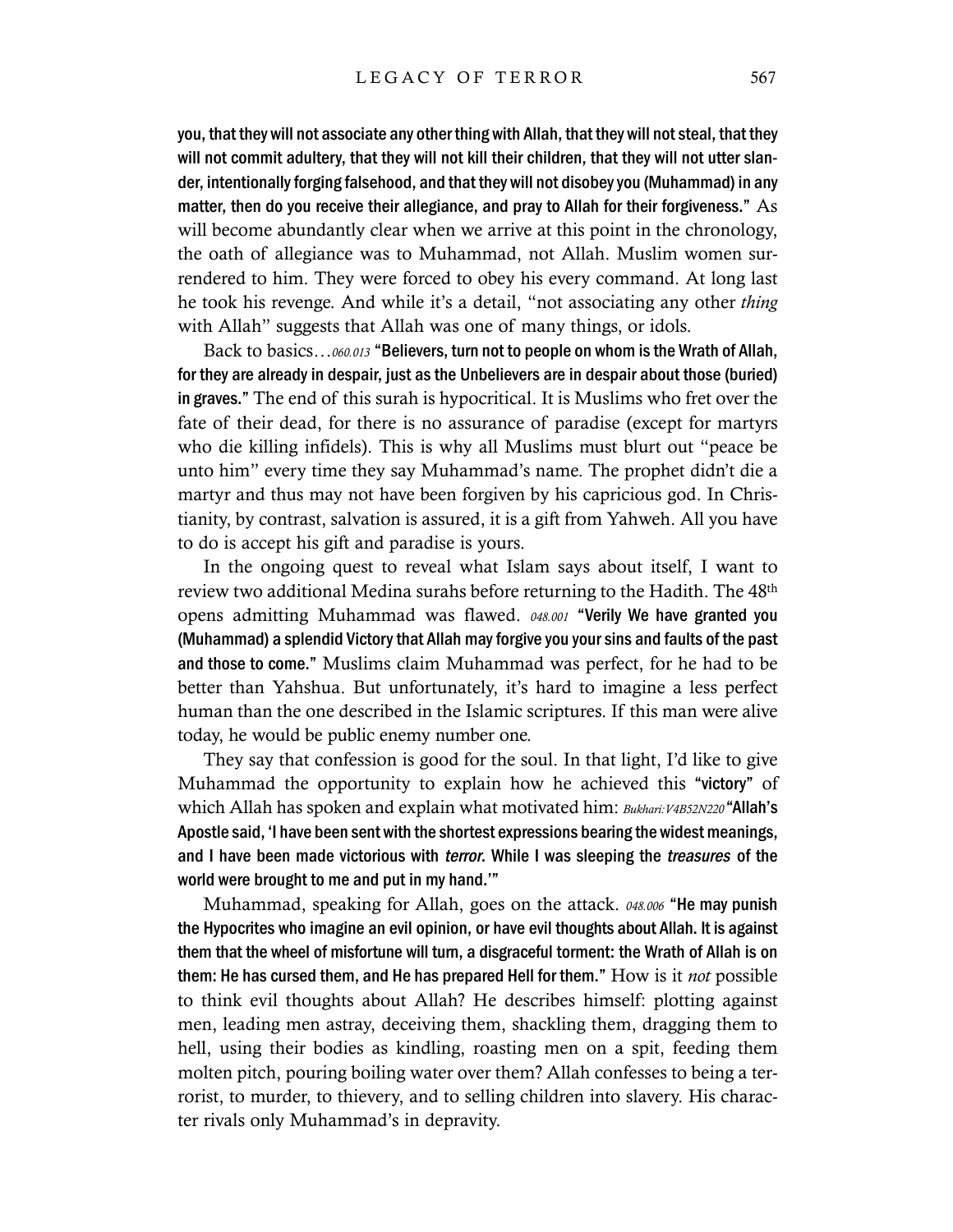**you, that they will not associate any other thing with Allah, that they will not steal, that they will not commit adultery, that they will not kill their children, that they will not utter slander, intentionally forging falsehood, and that they will not disobey you (Muhammad) in any matter, then do you receive their allegiance, and pray to Allah for their forgiveness."** As will become abundantly clear when we arrive at this point in the chronology, the oath of allegiance was to Muhammad, not Allah. Muslim women surrendered to him. They were forced to obey his every command. At long last he took his revenge. And while it's a detail, "not associating any other *thing* with Allah" suggests that Allah was one of many things, or idols.

Back to basics…*060.013* **"Believers, turn not to people on whom is the Wrath of Allah, for they are already in despair, just as the Unbelievers are in despair about those (buried) in graves."** The end of this surah is hypocritical. It is Muslims who fret over the fate of their dead, for there is no assurance of paradise (except for martyrs who die killing infidels). This is why all Muslims must blurt out "peace be unto him" every time they say Muhammad's name. The prophet didn't die a martyr and thus may not have been forgiven by his capricious god. In Christianity, by contrast, salvation is assured, it is a gift from Yahweh. All you have to do is accept his gift and paradise is yours.

In the ongoing quest to reveal what Islam says about itself, I want to review two additional Medina surahs before returning to the Hadith. The 48th opens admitting Muhammad was flawed. *048.001* **"Verily We have granted you (Muhammad) a splendid Victory that Allah may forgive you your sins and faults of the past and those to come."** Muslims claim Muhammad was perfect, for he had to be better than Yahshua. But unfortunately, it's hard to imagine a less perfect human than the one described in the Islamic scriptures. If this man were alive today, he would be public enemy number one.

They say that confession is good for the soul. In that light, I'd like to give Muhammad the opportunity to explain how he achieved this **"victory"** of which Allah has spoken and explain what motivated him: *Bukhari:V4B52N220* **"Allah's Apostle said, 'I have been sent with the shortest expressions bearing the widest meanings, and I have been made victorious with *terror.* While I was sleeping the *treasures* of the world were brought to me and put in my hand.'"**

Muhammad, speaking for Allah, goes on the attack. *048.006* **"He may punish the Hypocrites who imagine an evil opinion, or have evil thoughts about Allah. It is against them that the wheel of misfortune will turn, a disgraceful torment: the Wrath of Allah is on them: He has cursed them, and He has prepared Hell for them."** How is it *not* possible to think evil thoughts about Allah? He describes himself: plotting against men, leading men astray, deceiving them, shackling them, dragging them to hell, using their bodies as kindling, roasting men on a spit, feeding them molten pitch, pouring boiling water over them? Allah confesses to being a terrorist, to murder, to thievery, and to selling children into slavery. His character rivals only Muhammad's in depravity.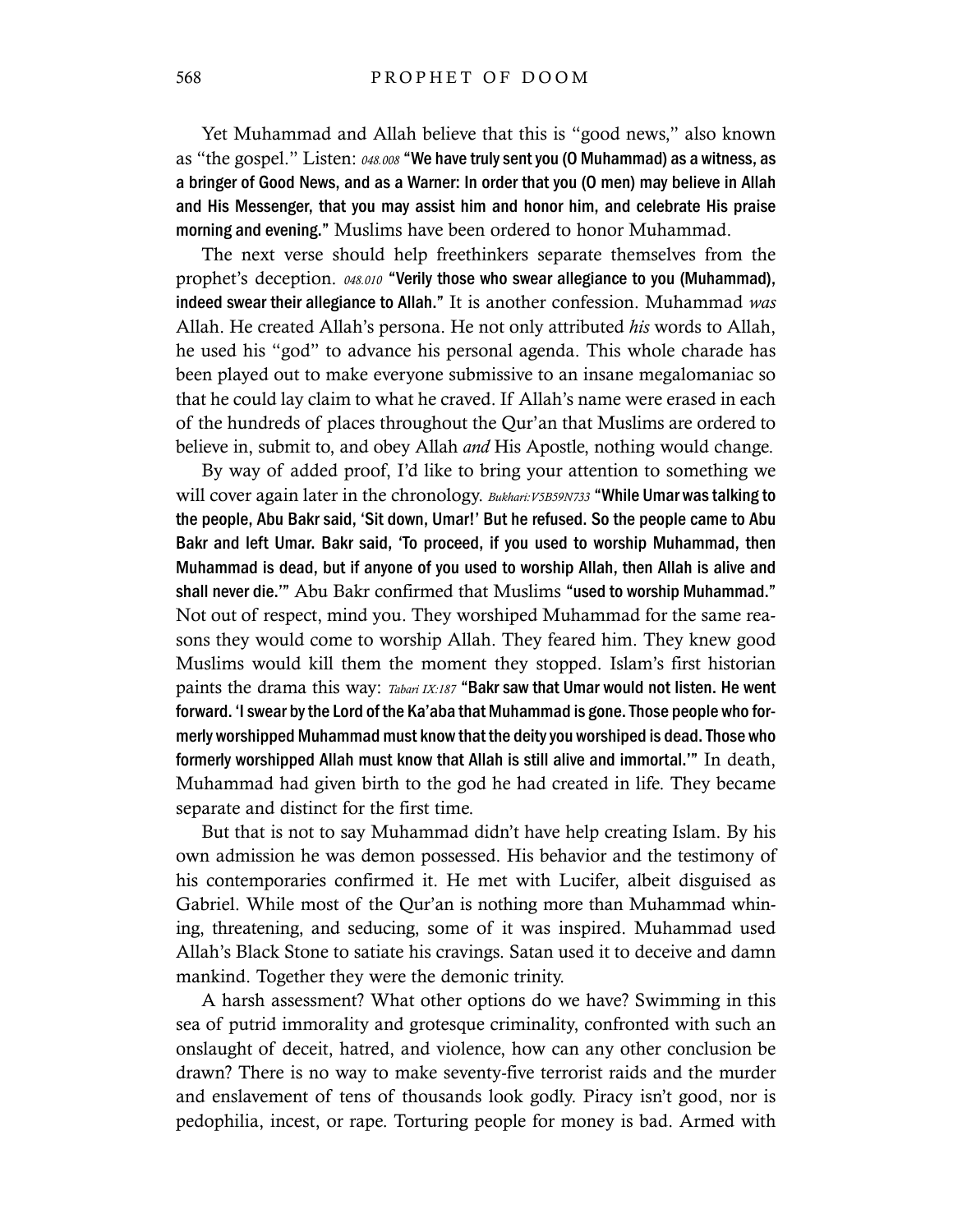Yet Muhammad and Allah believe that this is "good news," also known as "the gospel." Listen: *048.008* **"We have truly sent you (O Muhammad) as a witness, as a bringer of Good News, and as a Warner: In order that you (O men) may believe in Allah and His Messenger, that you may assist him and honor him, and celebrate His praise morning and evening."** Muslims have been ordered to honor Muhammad.

The next verse should help freethinkers separate themselves from the prophet's deception. *048.010* **"Verily those who swear allegiance to you (Muhammad), indeed swear their allegiance to Allah."** It is another confession. Muhammad *was* Allah. He created Allah's persona. He not only attributed *his* words to Allah, he used his "god" to advance his personal agenda. This whole charade has been played out to make everyone submissive to an insane megalomaniac so that he could lay claim to what he craved. If Allah's name were erased in each of the hundreds of places throughout the Qur'an that Muslims are ordered to believe in, submit to, and obey Allah *and* His Apostle, nothing would change.

By way of added proof, I'd like to bring your attention to something we will cover again later in the chronology. *Bukhari:V5B59N733* **"While Umar was talking to the people, Abu Bakr said, 'Sit down, Umar!' But he refused. So the people came to Abu Bakr and left Umar. Bakr said, 'To proceed, if you used to worship Muhammad, then Muhammad is dead, but if anyone of you used to worship Allah, then Allah is alive and shall never die.'"** Abu Bakr confirmed that Muslims **"used to worship Muhammad."** Not out of respect, mind you. They worshiped Muhammad for the same reasons they would come to worship Allah. They feared him. They knew good Muslims would kill them the moment they stopped. Islam's first historian paints the drama this way: *Tabari IX:187* **"Bakr saw that Umar would not listen. He went forward. 'I swear by the Lord of the Ka'aba that Muhammad is gone. Those people who formerly worshipped Muhammad must know that the deity you worshiped is dead. Those who formerly worshipped Allah must know that Allah is still alive and immortal.'"** In death, Muhammad had given birth to the god he had created in life. They became separate and distinct for the first time.

But that is not to say Muhammad didn't have help creating Islam. By his own admission he was demon possessed. His behavior and the testimony of his contemporaries confirmed it. He met with Lucifer, albeit disguised as Gabriel. While most of the Qur'an is nothing more than Muhammad whining, threatening, and seducing, some of it was inspired. Muhammad used Allah's Black Stone to satiate his cravings. Satan used it to deceive and damn mankind. Together they were the demonic trinity.

A harsh assessment? What other options do we have? Swimming in this sea of putrid immorality and grotesque criminality, confronted with such an onslaught of deceit, hatred, and violence, how can any other conclusion be drawn? There is no way to make seventy-five terrorist raids and the murder and enslavement of tens of thousands look godly. Piracy isn't good, nor is pedophilia, incest, or rape. Torturing people for money is bad. Armed with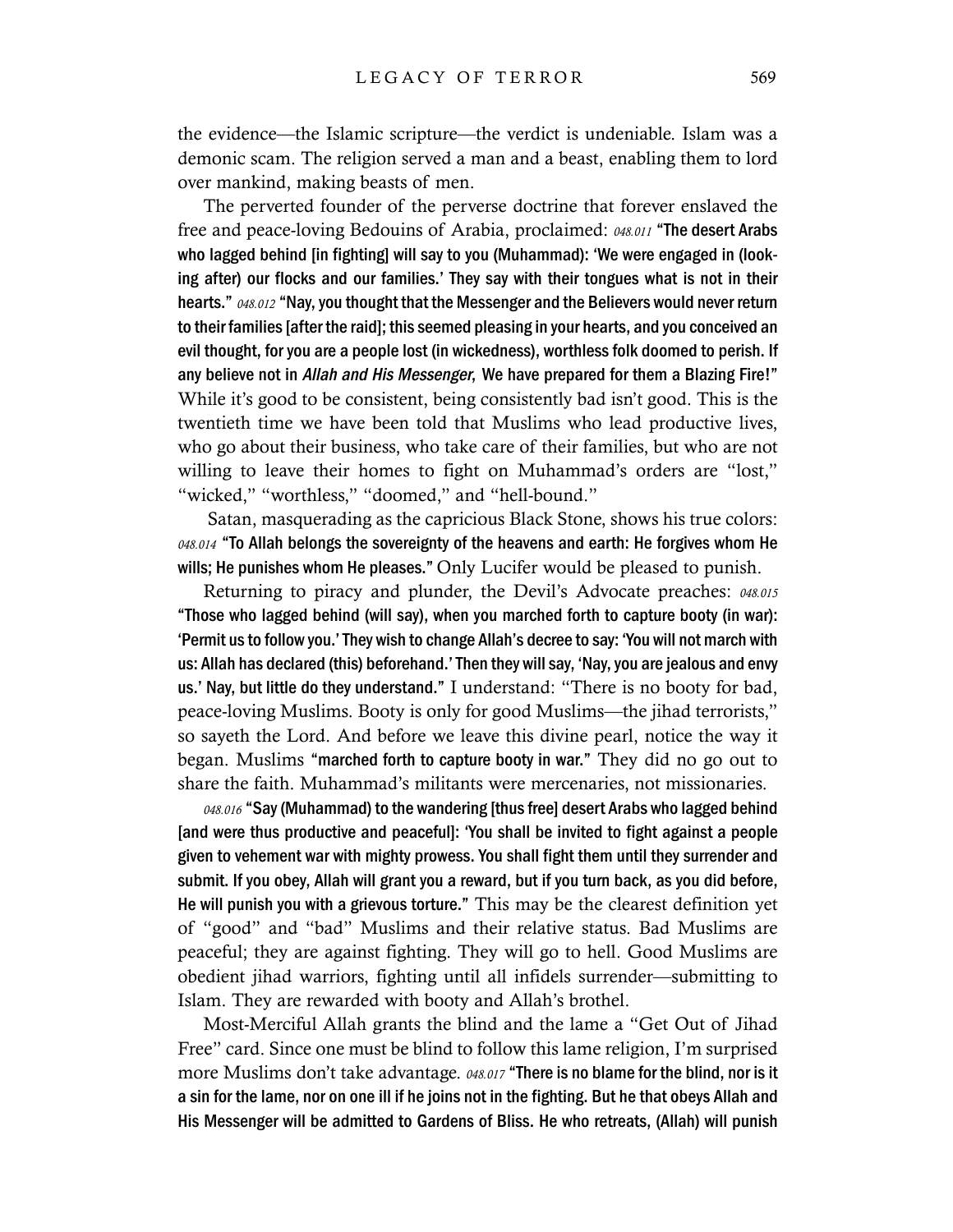the evidence—the Islamic scripture—the verdict is undeniable. Islam was a demonic scam. The religion served a man and a beast, enabling them to lord over mankind, making beasts of men.

The perverted founder of the perverse doctrine that forever enslaved the free and peace-loving Bedouins of Arabia, proclaimed: *048.011* **"The desert Arabs who lagged behind [in fighting] will say to you (Muhammad): 'We were engaged in (looking after) our flocks and our families.' They say with their tongues what is not in their hearts."** *048.012* **"Nay, you thought that the Messenger and the Believers would never return to their families [after the raid]; this seemed pleasing in your hearts, and you conceived an evil thought, for you are a people lost (in wickedness), worthless folk doomed to perish. If any believe not in *Allah and His Messenger*, We have prepared for them a Blazing Fire!"** While it's good to be consistent, being consistently bad isn't good. This is the twentieth time we have been told that Muslims who lead productive lives, who go about their business, who take care of their families, but who are not willing to leave their homes to fight on Muhammad's orders are "lost," "wicked," "worthless," "doomed," and "hell-bound."

Satan, masquerading as the capricious Black Stone, shows his true colors: *048.014* **"To Allah belongs the sovereignty of the heavens and earth: He forgives whom He wills; He punishes whom He pleases."** Only Lucifer would be pleased to punish.

Returning to piracy and plunder, the Devil's Advocate preaches: *048.015* **"Those who lagged behind (will say), when you marched forth to capture booty (in war): 'Permit us to follow you.' They wish to change Allah's decree to say: 'You will not march with us: Allah has declared (this) beforehand.' Then they will say, 'Nay, you are jealous and envy us.' Nay, but little do they understand."** I understand: "There is no booty for bad, peace-loving Muslims. Booty is only for good Muslims—the jihad terrorists," so sayeth the Lord. And before we leave this divine pearl, notice the way it began. Muslims **"marched forth to capture booty in war."** They did no go out to share the faith. Muhammad's militants were mercenaries, not missionaries.

*048.016* **"Say (Muhammad) to the wandering [thus free] desert Arabs who lagged behind [and were thus productive and peaceful]: 'You shall be invited to fight against a people given to vehement war with mighty prowess. You shall fight them until they surrender and submit. If you obey, Allah will grant you a reward, but if you turn back, as you did before, He will punish you with a grievous torture."** This may be the clearest definition yet of "good" and "bad" Muslims and their relative status. Bad Muslims are peaceful; they are against fighting. They will go to hell. Good Muslims are obedient jihad warriors, fighting until all infidels surrender—submitting to Islam. They are rewarded with booty and Allah's brothel.

Most-Merciful Allah grants the blind and the lame a "Get Out of Jihad Free" card. Since one must be blind to follow this lame religion, I'm surprised more Muslims don't take advantage. *048.017* **"There is no blame for the blind, nor is it a sin for the lame, nor on one ill if he joins not in the fighting. But he that obeys Allah and His Messenger will be admitted to Gardens of Bliss. He who retreats, (Allah) will punish**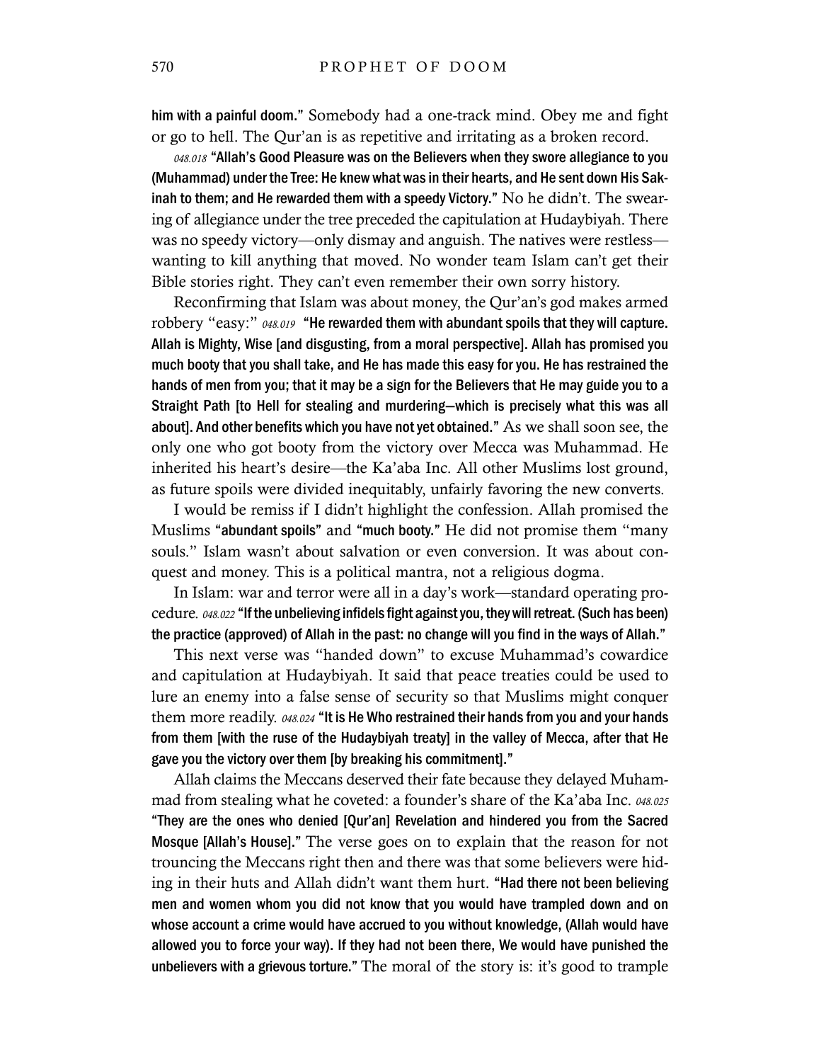**him with a painful doom."** Somebody had a one-track mind. Obey me and fight or go to hell. The Qur'an is as repetitive and irritating as a broken record.

*048.018* **"Allah's Good Pleasure was on the Believers when they swore allegiance to you (Muhammad) under the Tree: He knew what was in their hearts, and He sent down His Sakinah to them; and He rewarded them with a speedy Victory."** No he didn't. The swearing of allegiance under the tree preceded the capitulation at Hudaybiyah. There was no speedy victory—only dismay and anguish. The natives were restless—wanting to kill anything that moved. No wonder team Islam can't get their Bible stories right. They can't even remember their own sorry history.

Reconfirming that Islam was about money, the Qur'an's god makes armed robbery "easy:" *048.019* **"He rewarded them with abundant spoils that they will capture. Allah is Mighty, Wise [and disgusting, from a moral perspective]. Allah has promised you much booty that you shall take, and He has made this easy for you. He has restrained the hands of men from you; that it may be a sign for the Believers that He may guide you to a Straight Path [to Hell for stealing and murdering–which is precisely what this was all about]. And other benefits which you have not yet obtained."** As we shall soon see, the only one who got booty from the victory over Mecca was Muhammad. He inherited his heart's desire—the Ka'aba Inc. All other Muslims lost ground, as future spoils were divided inequitably, unfairly favoring the new converts.

I would be remiss if I didn't highlight the confession. Allah promised the Muslims **"abundant spoils"** and **"much booty."** He did not promise them "many souls." Islam wasn't about salvation or even conversion. It was about conquest and money. This is a political mantra, not a religious dogma.

In Islam: war and terror were all in a day's work—standard operating procedure. *048.022* **"If the unbelieving infidels fight against you, they will retreat. (Such has been) the practice (approved) of Allah in the past: no change will you find in the ways of Allah."**

This next verse was "handed down" to excuse Muhammad's cowardice and capitulation at Hudaybiyah. It said that peace treaties could be used to lure an enemy into a false sense of security so that Muslims might conquer them more readily. *048.024* **"It is He Who restrained their hands from you and your hands from them [with the ruse of the Hudaybiyah treaty] in the valley of Mecca, after that He gave you the victory over them [by breaking his commitment]."**

Allah claims the Meccans deserved their fate because they delayed Muhammad from stealing what he coveted: a founder's share of the Ka'aba Inc. *048.025* **"They are the ones who denied [Qur'an] Revelation and hindered you from the Sacred Mosque [Allah's House]."** The verse goes on to explain that the reason for not trouncing the Meccans right then and there was that some believers were hiding in their huts and Allah didn't want them hurt. **"Had there not been believing men and women whom you did not know that you would have trampled down and on whose account a crime would have accrued to you without knowledge, (Allah would have allowed you to force your way). If they had not been there, We would have punished the unbelievers with a grievous torture."** The moral of the story is: it's good to trample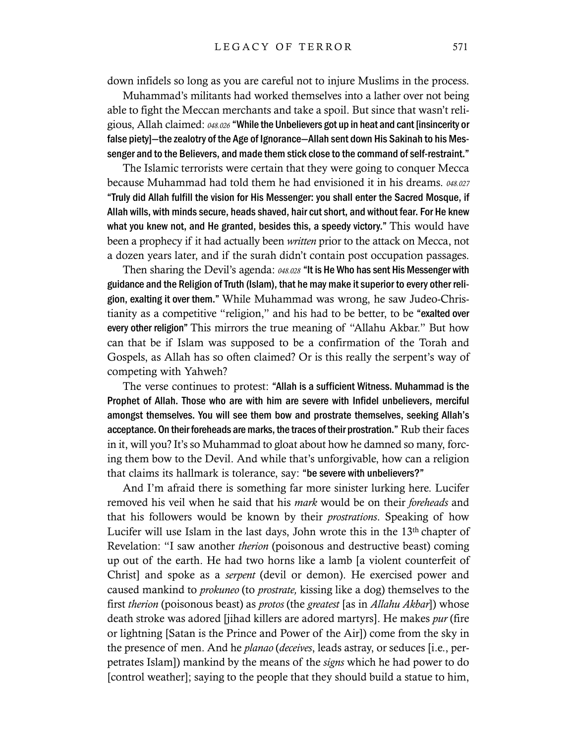down infidels so long as you are careful not to injure Muslims in the process.

Muhammad's militants had worked themselves into a lather over not being able to fight the Meccan merchants and take a spoil. But since that wasn't religious, Allah claimed: *048.026* **"While the Unbelievers got up in heat and cant [insincerity or false piety]—the zealotry of the Age of Ignorance—Allah sent down His Sakinah to his Messenger and to the Believers, and made them stick close to the command of self-restraint."**

The Islamic terrorists were certain that they were going to conquer Mecca because Muhammad had told them he had envisioned it in his dreams. *048.027* **"Truly did Allah fulfill the vision for His Messenger: you shall enter the Sacred Mosque, if Allah wills, with minds secure, heads shaved, hair cut short, and without fear. For He knew what you knew not, and He granted, besides this, a speedy victory."** This would have been a prophecy if it had actually been *written* prior to the attack on Mecca, not a dozen years later, and if the surah didn't contain post occupation passages.

Then sharing the Devil's agenda: *048.028* **"It is He Who has sent His Messenger with guidance and the Religion of Truth (Islam), that he may make it superior to every other religion, exalting it over them."** While Muhammad was wrong, he saw Judeo-Christianity as a competitive "religion," and his had to be better, to be **"exalted over every other religion"** This mirrors the true meaning of "Allahu Akbar." But how can that be if Islam was supposed to be a confirmation of the Torah and Gospels, as Allah has so often claimed? Or is this really the serpent's way of competing with Yahweh?

The verse continues to protest: **"Allah is a sufficient Witness. Muhammad is the Prophet of Allah. Those who are with him are severe with Infidel unbelievers, merciful amongst themselves. You will see them bow and prostrate themselves, seeking Allah's acceptance. On their foreheads are marks, the traces of their prostration."** Rub their faces in it, will you? It's so Muhammad to gloat about how he damned so many, forcing them bow to the Devil. And while that's unforgivable, how can a religion that claims its hallmark is tolerance, say: **"be severe with unbelievers?"**

And I'm afraid there is something far more sinister lurking here. Lucifer removed his veil when he said that his *mark* would be on their *foreheads* and that his followers would be known by their *prostrations*. Speaking of how Lucifer will use Islam in the last days, John wrote this in the 13th chapter of Revelation: "I saw another *therion* (poisonous and destructive beast) coming up out of the earth. He had two horns like a lamb [a violent counterfeit of Christ] and spoke as a *serpent* (devil or demon). He exercised power and caused mankind to *prokuneo* (to *prostrate,* kissing like a dog) themselves to the first *therion* (poisonous beast) as *protos* (the *greatest* [as in *Allahu Akbar*]) whose death stroke was adored [jihad killers are adored martyrs]. He makes *pur* (fire or lightning [Satan is the Prince and Power of the Air]) come from the sky in the presence of men. And he *planao* (*deceives*, leads astray, or seduces [i.e., perpetrates Islam]) mankind by the means of the *signs* which he had power to do [control weather]; saying to the people that they should build a statue to him,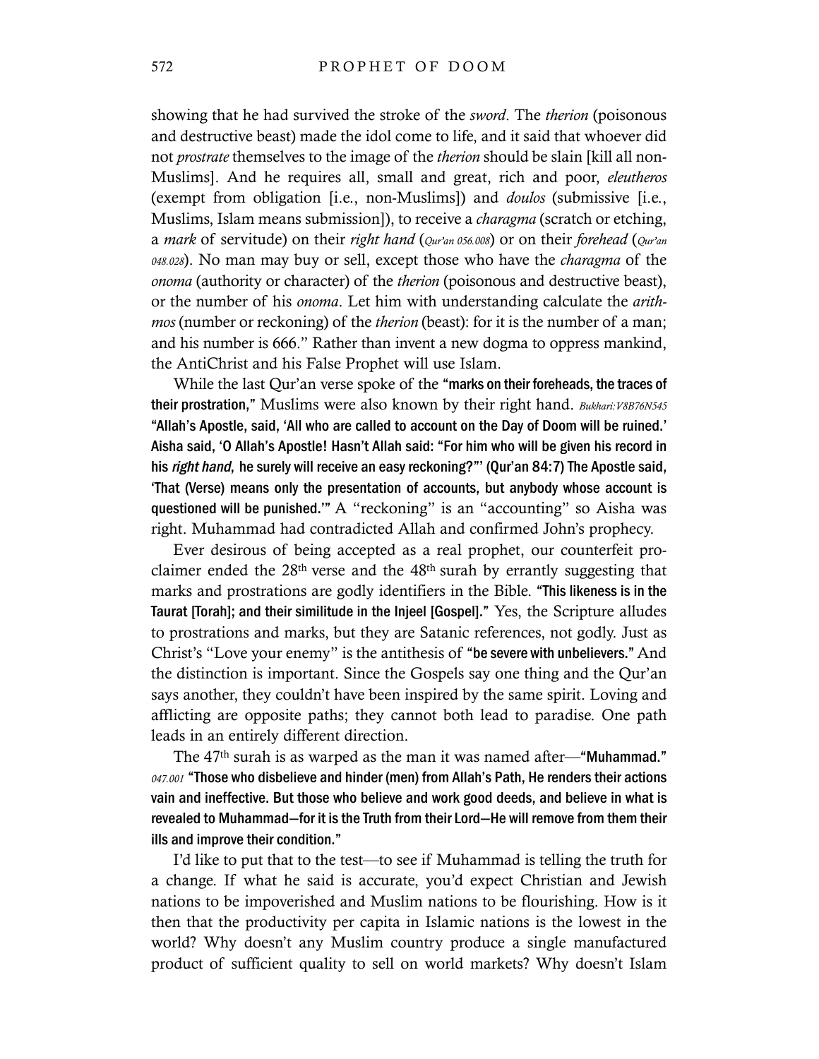showing that he had survived the stroke of the *sword*. The *therion* (poisonous and destructive beast) made the idol come to life, and it said that whoever did not *prostrate* themselves to the image of the *therion* should be slain [kill all non-Muslims]. And he requires all, small and great, rich and poor, *eleutheros* (exempt from obligation [i.e., non-Muslims]) and *doulos* (submissive [i.e., Muslims, Islam means submission]), to receive a *charagma* (scratch or etching, a *mark* of servitude) on their *right hand* (*Qur'an 056.008*) or on their *forehead* (*Qur'an 048.028*). No man may buy or sell, except those who have the *charagma* of the *onoma* (authority or character) of the *therion* (poisonous and destructive beast), or the number of his *onoma*. Let him with understanding calculate the *arithmos* (number or reckoning) of the *therion* (beast): for it is the number of a man; and his number is 666." Rather than invent a new dogma to oppress mankind, the AntiChrist and his False Prophet will use Islam.

While the last Qur'an verse spoke of the **"marks on their foreheads, the traces of their prostration,"** Muslims were also known by their right hand. *Bukhari:V8B76N545* **"Allah's Apostle, said, 'All who are called to account on the Day of Doom will be ruined.' Aisha said, 'O Allah's Apostle! Hasn't Allah said: "For him who will be given his record in his *right hand*, he surely will receive an easy reckoning?"' (Qur'an 84:7) The Apostle said, 'That (Verse) means only the presentation of accounts, but anybody whose account is questioned will be punished.'"** A "reckoning" is an "accounting" so Aisha was right. Muhammad had contradicted Allah and confirmed John's prophecy.

Ever desirous of being accepted as a real prophet, our counterfeit proclaimer ended the 28th verse and the 48th surah by errantly suggesting that marks and prostrations are godly identifiers in the Bible. **"This likeness is in the Taurat [Torah]; and their similitude in the Injeel [Gospel]."** Yes, the Scripture alludes to prostrations and marks, but they are Satanic references, not godly. Just as Christ's "Love your enemy" is the antithesis of **"be severe with unbelievers."** And the distinction is important. Since the Gospels say one thing and the Qur'an says another, they couldn't have been inspired by the same spirit. Loving and afflicting are opposite paths; they cannot both lead to paradise. One path leads in an entirely different direction.

The 47th surah is as warped as the man it was named after—**"Muhammad."** *047.001* **"Those who disbelieve and hinder (men) from Allah's Path, He renders their actions vain and ineffective. But those who believe and work good deeds, and believe in what is revealed to Muhammad—for it is the Truth from their Lord—He will remove from them their ills and improve their condition."**

I'd like to put that to the test—to see if Muhammad is telling the truth for a change. If what he said is accurate, you'd expect Christian and Jewish nations to be impoverished and Muslim nations to be flourishing. How is it then that the productivity per capita in Islamic nations is the lowest in the world? Why doesn't any Muslim country produce a single manufactured product of sufficient quality to sell on world markets? Why doesn't Islam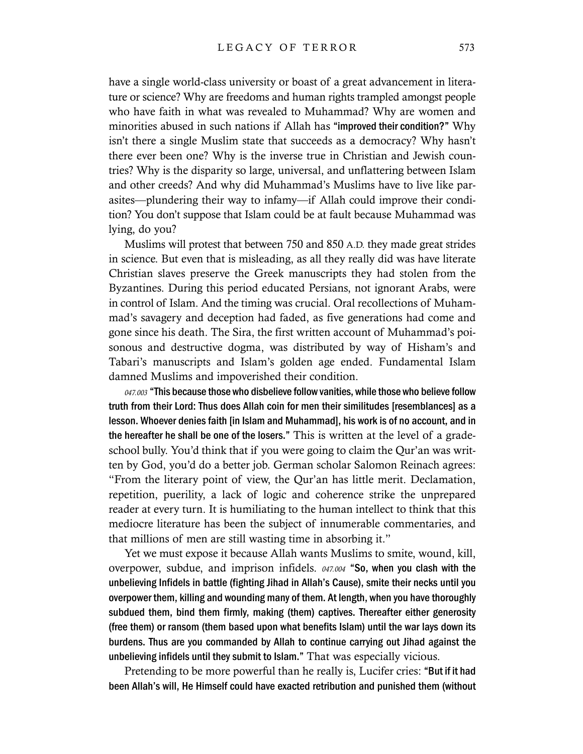have a single world-class university or boast of a great advancement in literature or science? Why are freedoms and human rights trampled amongst people who have faith in what was revealed to Muhammad? Why are women and minorities abused in such nations if Allah has **"improved their condition?"** Why isn't there a single Muslim state that succeeds as a democracy? Why hasn't there ever been one? Why is the inverse true in Christian and Jewish countries? Why is the disparity so large, universal, and unflattering between Islam and other creeds? And why did Muhammad's Muslims have to live like parasites—plundering their way to infamy—if Allah could improve their condition? You don't suppose that Islam could be at fault because Muhammad was lying, do you?

Muslims will protest that between 750 and 850 A.D. they made great strides in science. But even that is misleading, as all they really did was have literate Christian slaves preserve the Greek manuscripts they had stolen from the Byzantines. During this period educated Persians, not ignorant Arabs, were in control of Islam. And the timing was crucial. Oral recollections of Muhammad's savagery and deception had faded, as five generations had come and gone since his death. The Sira, the first written account of Muhammad's poisonous and destructive dogma, was distributed by way of Hisham's and Tabari's manuscripts and Islam's golden age ended. Fundamental Islam damned Muslims and impoverished their condition.

*047.003* **"This because those who disbelieve follow vanities, while those who believe follow truth from their Lord: Thus does Allah coin for men their similitudes [resemblances] as a lesson. Whoever denies faith [in Islam and Muhammad], his work is of no account, and in the hereafter he shall be one of the losers."** This is written at the level of a grade-school bully. You'd think that if you were going to claim the Qur'an was written by God, you'd do a better job. German scholar Salomon Reinach agrees: "From the literary point of view, the Qur'an has little merit. Declamation, repetition, puerility, a lack of logic and coherence strike the unprepared reader at every turn. It is humiliating to the human intellect to think that this mediocre literature has been the subject of innumerable commentaries, and that millions of men are still wasting time in absorbing it."

Yet we must expose it because Allah wants Muslims to smite, wound, kill, overpower, subdue, and imprison infidels. *047.004* **"So, when you clash with the unbelieving Infidels in battle (fighting Jihad in Allah's Cause), smite their necks until you overpower them, killing and wounding many of them. At length, when you have thoroughly subdued them, bind them firmly, making (them) captives. Thereafter either generosity (free them) or ransom (them based upon what benefits Islam) until the war lays down its burdens. Thus are you commanded by Allah to continue carrying out Jihad against the unbelieving infidels until they submit to Islam."** That was especially vicious.

Pretending to be more powerful than he really is, Lucifer cries: **"But if it had been Allah's will, He Himself could have exacted retribution and punished them (without**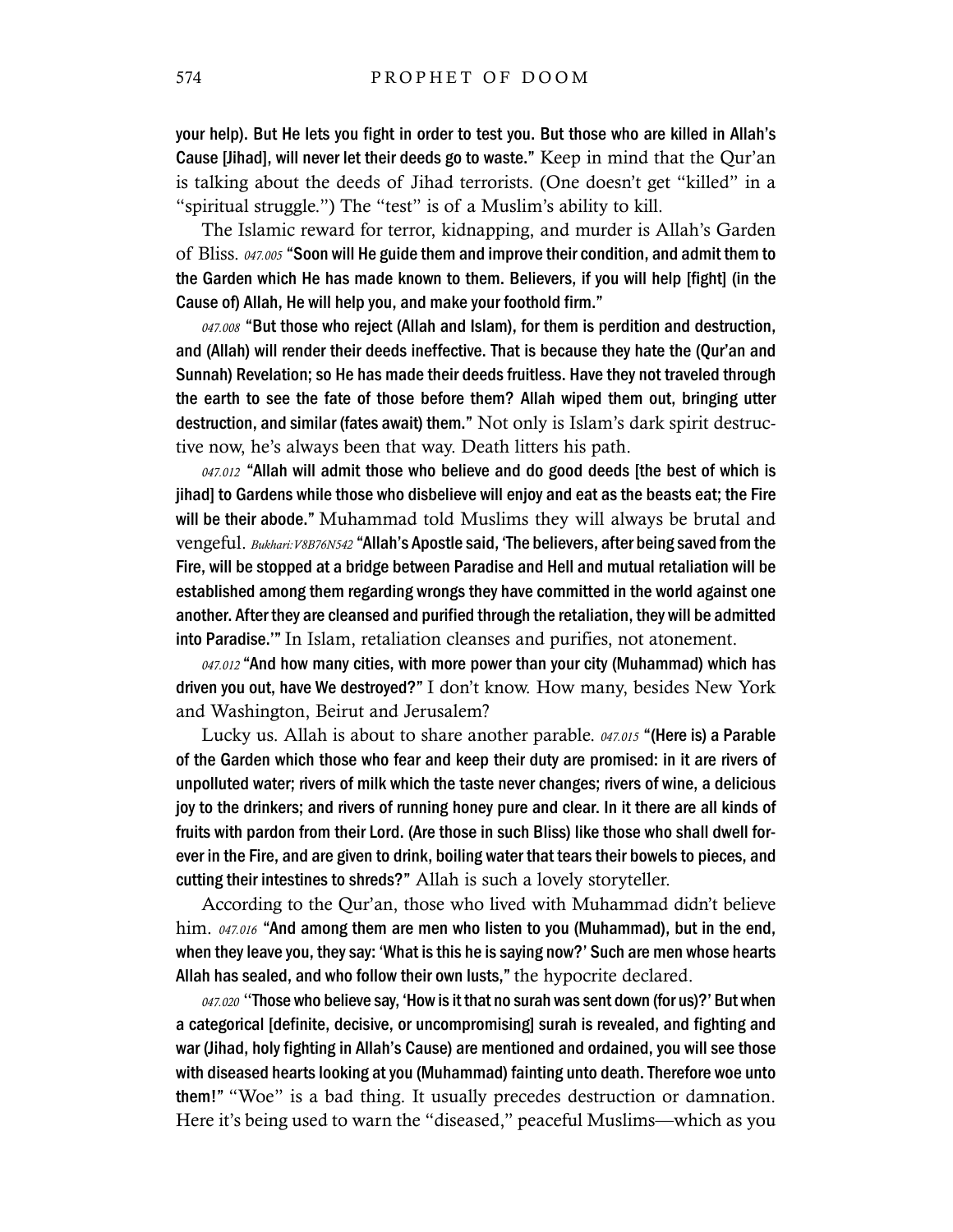**your help). But He lets you fight in order to test you. But those who are killed in Allah's Cause [Jihad], will never let their deeds go to waste."** Keep in mind that the Qur'an is talking about the deeds of Jihad terrorists. (One doesn't get "killed" in a "spiritual struggle.") The "test" is of a Muslim's ability to kill.

The Islamic reward for terror, kidnapping, and murder is Allah's Garden of Bliss. *047.005* **"Soon will He guide them and improve their condition, and admit them to the Garden which He has made known to them. Believers, if you will help [fight] (in the Cause of) Allah, He will help you, and make your foothold firm."**

*047.008* **"But those who reject (Allah and Islam), for them is perdition and destruction, and (Allah) will render their deeds ineffective. That is because they hate the (Qur'an and Sunnah) Revelation; so He has made their deeds fruitless. Have they not traveled through the earth to see the fate of those before them? Allah wiped them out, bringing utter destruction, and similar (fates await) them."** Not only is Islam's dark spirit destructive now, he's always been that way. Death litters his path.

*047.012* **"Allah will admit those who believe and do good deeds [the best of which is jihad] to Gardens while those who disbelieve will enjoy and eat as the beasts eat; the Fire will be their abode."** Muhammad told Muslims they will always be brutal and vengeful. *Bukhari:V8B76N542* **"Allah's Apostle said, 'The believers, after being saved from the Fire, will be stopped at a bridge between Paradise and Hell and mutual retaliation will be established among them regarding wrongs they have committed in the world against one another. After they are cleansed and purified through the retaliation, they will be admitted into Paradise.'"** In Islam, retaliation cleanses and purifies, not atonement.

*047.012* **"And how many cities, with more power than your city (Muhammad) which has driven you out, have We destroyed?"** I don't know. How many, besides New York and Washington, Beirut and Jerusalem?

Lucky us. Allah is about to share another parable. *047.015* **"(Here is) a Parable of the Garden which those who fear and keep their duty are promised: in it are rivers of unpolluted water; rivers of milk which the taste never changes; rivers of wine, a delicious joy to the drinkers; and rivers of running honey pure and clear. In it there are all kinds of fruits with pardon from their Lord. (Are those in such Bliss) like those who shall dwell forever in the Fire, and are given to drink, boiling water that tears their bowels to pieces, and cutting their intestines to shreds?"** Allah is such a lovely storyteller.

According to the Qur'an, those who lived with Muhammad didn't believe him. *047.016* **"And among them are men who listen to you (Muhammad), but in the end, when they leave you, they say: 'What is this he is saying now?' Such are men whose hearts Allah has sealed, and who follow their own lusts,"** the hypocrite declared.

*047.020* **"Those who believe say, 'How is it that no surah was sent down (for us)?' But when a categorical [definite, decisive, or uncompromising] surah is revealed, and fighting and war (Jihad, holy fighting in Allah's Cause) are mentioned and ordained, you will see those with diseased hearts looking at you (Muhammad) fainting unto death. Therefore woe unto them!"** "Woe" is a bad thing. It usually precedes destruction or damnation. Here it's being used to warn the "diseased," peaceful Muslims—which as you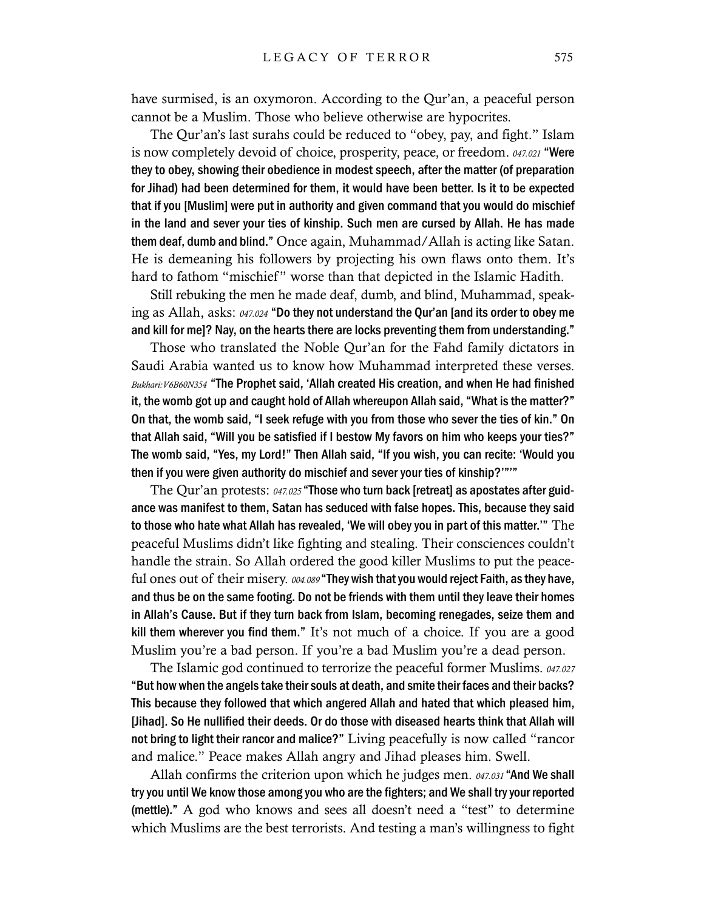have surmised, is an oxymoron. According to the Qur'an, a peaceful person cannot be a Muslim. Those who believe otherwise are hypocrites.

The Qur'an's last surahs could be reduced to "obey, pay, and fight." Islam is now completely devoid of choice, prosperity, peace, or freedom. *047.021* **"Were they to obey, showing their obedience in modest speech, after the matter (of preparation for Jihad) had been determined for them, it would have been better. Is it to be expected that if you [Muslim] were put in authority and given command that you would do mischief in the land and sever your ties of kinship. Such men are cursed by Allah. He has made them deaf, dumb and blind."** Once again, Muhammad/Allah is acting like Satan. He is demeaning his followers by projecting his own flaws onto them. It's hard to fathom "mischief" worse than that depicted in the Islamic Hadith.

Still rebuking the men he made deaf, dumb, and blind, Muhammad, speaking as Allah, asks: *047.024* **"Do they not understand the Qur'an [and its order to obey me and kill for me]? Nay, on the hearts there are locks preventing them from understanding."**

Those who translated the Noble Qur'an for the Fahd family dictators in Saudi Arabia wanted us to know how Muhammad interpreted these verses. *Bukhari:V6B60N354* **"The Prophet said, 'Allah created His creation, and when He had finished it, the womb got up and caught hold of Allah whereupon Allah said, "What is the matter?" On that, the womb said, "I seek refuge with you from those who sever the ties of kin." On that Allah said, "Will you be satisfied if I bestow My favors on him who keeps your ties?" The womb said, "Yes, my Lord!" Then Allah said, "If you wish, you can recite: 'Would you then if you were given authority do mischief and sever your ties of kinship?'"'"**

The Qur'an protests: *047.025* **"Those who turn back [retreat] as apostates after guidance was manifest to them, Satan has seduced with false hopes. This, because they said to those who hate what Allah has revealed, 'We will obey you in part of this matter.'"** The peaceful Muslims didn't like fighting and stealing. Their consciences couldn't handle the strain. So Allah ordered the good killer Muslims to put the peaceful ones out of their misery. *004.089* **"They wish that you would reject Faith, as they have, and thus be on the same footing. Do not be friends with them until they leave their homes in Allah's Cause. But if they turn back from Islam, becoming renegades, seize them and kill them wherever you find them."** It's not much of a choice. If you are a good Muslim you're a bad person. If you're a bad Muslim you're a dead person.

The Islamic god continued to terrorize the peaceful former Muslims. *047.027* **"But how when the angels take their souls at death, and smite their faces and their backs? This because they followed that which angered Allah and hated that which pleased him, [Jihad]. So He nullified their deeds. Or do those with diseased hearts think that Allah will not bring to light their rancor and malice?"** Living peacefully is now called "rancor and malice." Peace makes Allah angry and Jihad pleases him. Swell.

Allah confirms the criterion upon which he judges men. *047.031* **"And We shall try you until We know those among you who are the fighters; and We shall try your reported (mettle)."** A god who knows and sees all doesn't need a "test" to determine which Muslims are the best terrorists. And testing a man's willingness to fight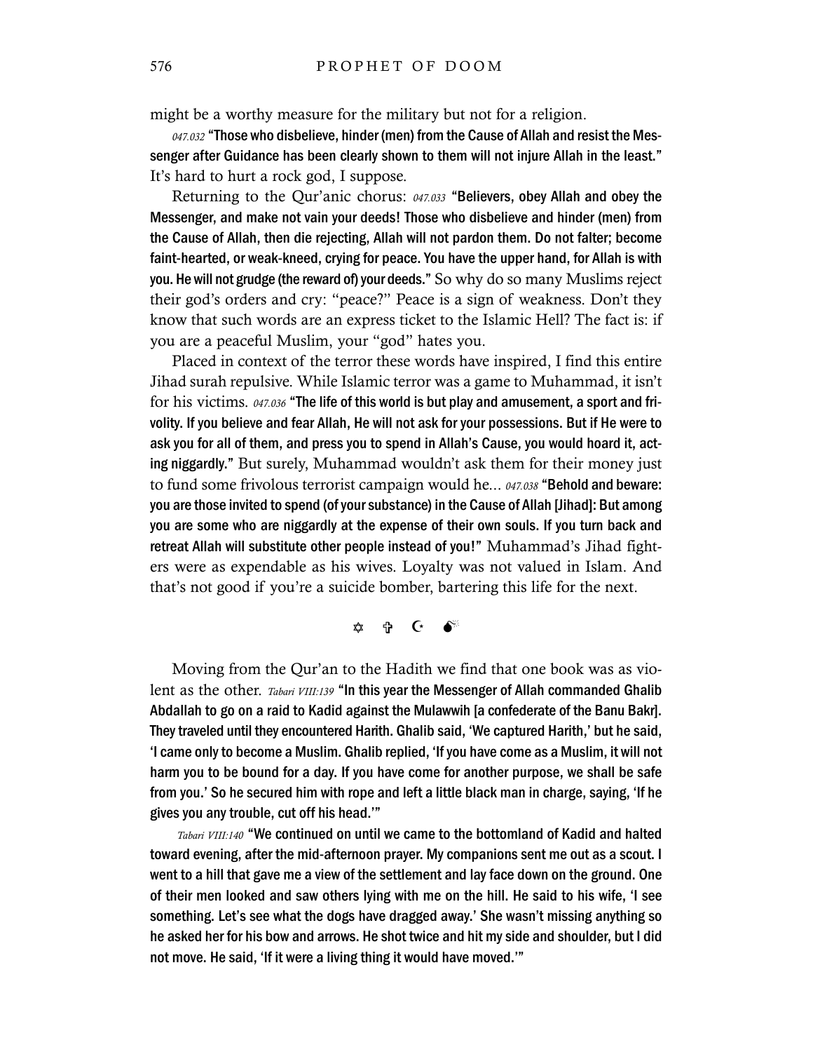might be a worthy measure for the military but not for a religion.

*047.032* **"Those who disbelieve, hinder (men) from the Cause of Allah and resist the Messenger after Guidance has been clearly shown to them will not injure Allah in the least."** It's hard to hurt a rock god, I suppose.

Returning to the Qur'anic chorus: *047.033* **"Believers, obey Allah and obey the Messenger, and make not vain your deeds! Those who disbelieve and hinder (men) from the Cause of Allah, then die rejecting, Allah will not pardon them. Do not falter; become faint-hearted, or weak-kneed, crying for peace. You have the upper hand, for Allah is with you. He will not grudge (the reward of) your deeds."** So why do so many Muslims reject their god's orders and cry: "peace?" Peace is a sign of weakness. Don't they know that such words are an express ticket to the Islamic Hell? The fact is: if you are a peaceful Muslim, your "god" hates you.

Placed in context of the terror these words have inspired, I find this entire Jihad surah repulsive. While Islamic terror was a game to Muhammad, it isn't for his victims. *047.036* **"The life of this world is but play and amusement, a sport and frivolity. If you believe and fear Allah, He will not ask for your possessions. But if He were to ask you for all of them, and press you to spend in Allah's Cause, you would hoard it, acting niggardly."** But surely, Muhammad wouldn't ask them for their money just to fund some frivolous terrorist campaign would he... *047.038* **"Behold and beware: you are those invited to spend (of your substance) in the Cause of Allah [Jihad]: But among you are some who are niggardly at the expense of their own souls. If you turn back and retreat Allah will substitute other people instead of you!"** Muhammad's Jihad fighters were as expendable as his wives. Loyalty was not valued in Islam. And that's not good if you're a suicide bomber, bartering this life for the next.

✡ ✞ ☪ 💣

Moving from the Qur'an to the Hadith we find that one book was as violent as the other. *Tabari VIII:139* **"In this year the Messenger of Allah commanded Ghalib Abdallah to go on a raid to Kadid against the Mulawwih [a confederate of the Banu Bakr]. They traveled until they encountered Harith. Ghalib said, 'We captured Harith,' but he said, 'I came only to become a Muslim. Ghalib replied, 'If you have come as a Muslim, it will not harm you to be bound for a day. If you have come for another purpose, we shall be safe from you.' So he secured him with rope and left a little black man in charge, saying, 'If he gives you any trouble, cut off his head.'"**

*Tabari VIII:140* **"We continued on until we came to the bottomland of Kadid and halted toward evening, after the mid-afternoon prayer. My companions sent me out as a scout. I went to a hill that gave me a view of the settlement and lay face down on the ground. One of their men looked and saw others lying with me on the hill. He said to his wife, 'I see something. Let's see what the dogs have dragged away.' She wasn't missing anything so he asked her for his bow and arrows. He shot twice and hit my side and shoulder, but I did not move. He said, 'If it were a living thing it would have moved.'"**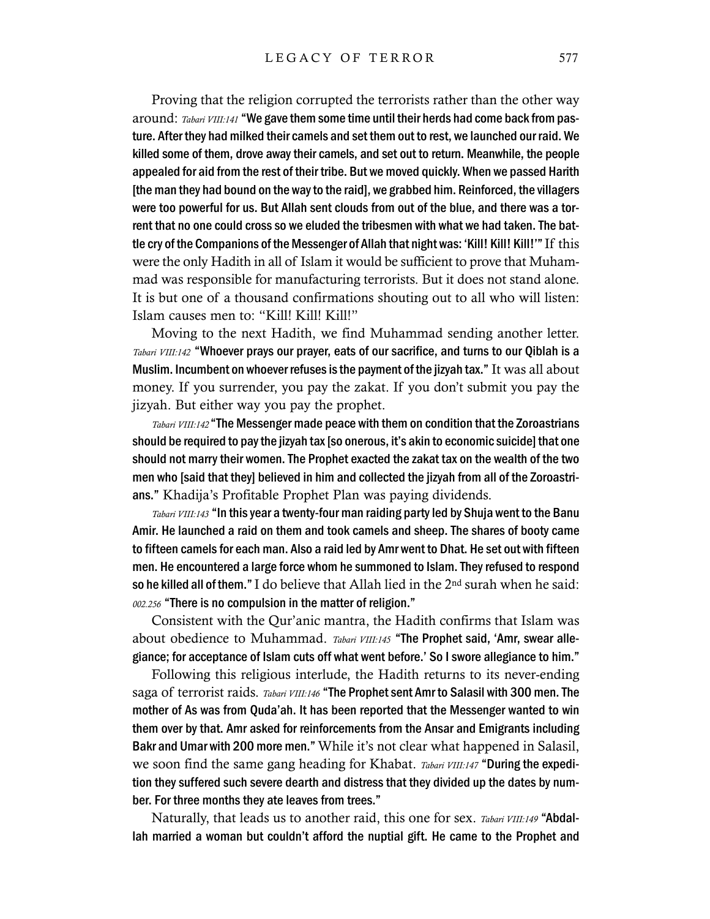Proving that the religion corrupted the terrorists rather than the other way around: *Tabari VIII:141* **"We gave them some time until their herds had come back from pasture. After they had milked their camels and set them out to rest, we launched our raid. We killed some of them, drove away their camels, and set out to return. Meanwhile, the people appealed for aid from the rest of their tribe. But we moved quickly. When we passed Harith [the man they had bound on the way to the raid], we grabbed him. Reinforced, the villagers were too powerful for us. But Allah sent clouds from out of the blue, and there was a torrent that no one could cross so we eluded the tribesmen with what we had taken. The battle cry of the Companions of the Messenger of Allah that night was: 'Kill! Kill! Kill!'"** If this were the only Hadith in all of Islam it would be sufficient to prove that Muhammad was responsible for manufacturing terrorists. But it does not stand alone. It is but one of a thousand confirmations shouting out to all who will listen: Islam causes men to: "Kill! Kill! Kill!"

Moving to the next Hadith, we find Muhammad sending another letter. *Tabari VIII:142* **"Whoever prays our prayer, eats of our sacrifice, and turns to our Qiblah is a Muslim. Incumbent on whoever refuses is the payment of the jizyah tax."** It was all about money. If you surrender, you pay the zakat. If you don't submit you pay the jizyah. But either way you pay the prophet.

*Tabari VIII:142* **"The Messenger made peace with them on condition that the Zoroastrians should be required to pay the jizyah tax [so onerous, it's akin to economic suicide] that one should not marry their women. The Prophet exacted the zakat tax on the wealth of the two men who [said that they] believed in him and collected the jizyah from all of the Zoroastrians."** Khadija's Profitable Prophet Plan was paying dividends.

*Tabari VIII:143* **"In this year a twenty-four man raiding party led by Shuja went to the Banu Amir. He launched a raid on them and took camels and sheep. The shares of booty came to fifteen camels for each man. Also a raid led by Amr went to Dhat. He set out with fifteen men. He encountered a large force whom he summoned to Islam. They refused to respond so he killed all of them."** I do believe that Allah lied in the 2nd surah when he said: *002.256* **"There is no compulsion in the matter of religion."**

Consistent with the Qur'anic mantra, the Hadith confirms that Islam was about obedience to Muhammad. *Tabari VIII:145* **"The Prophet said, 'Amr, swear allegiance; for acceptance of Islam cuts off what went before.' So I swore allegiance to him."**

Following this religious interlude, the Hadith returns to its never-ending saga of terrorist raids. *Tabari VIII:146* **"The Prophet sent Amr to Salasil with 300 men. The mother of As was from Quda'ah. It has been reported that the Messenger wanted to win them over by that. Amr asked for reinforcements from the Ansar and Emigrants including Bakr and Umar with 200 more men."** While it's not clear what happened in Salasil, we soon find the same gang heading for Khabat. *Tabari VIII:147* **"During the expedition they suffered such severe dearth and distress that they divided up the dates by number. For three months they ate leaves from trees."**

Naturally, that leads us to another raid, this one for sex. *Tabari VIII:149* **"Abdallah married a woman but couldn't afford the nuptial gift. He came to the Prophet and**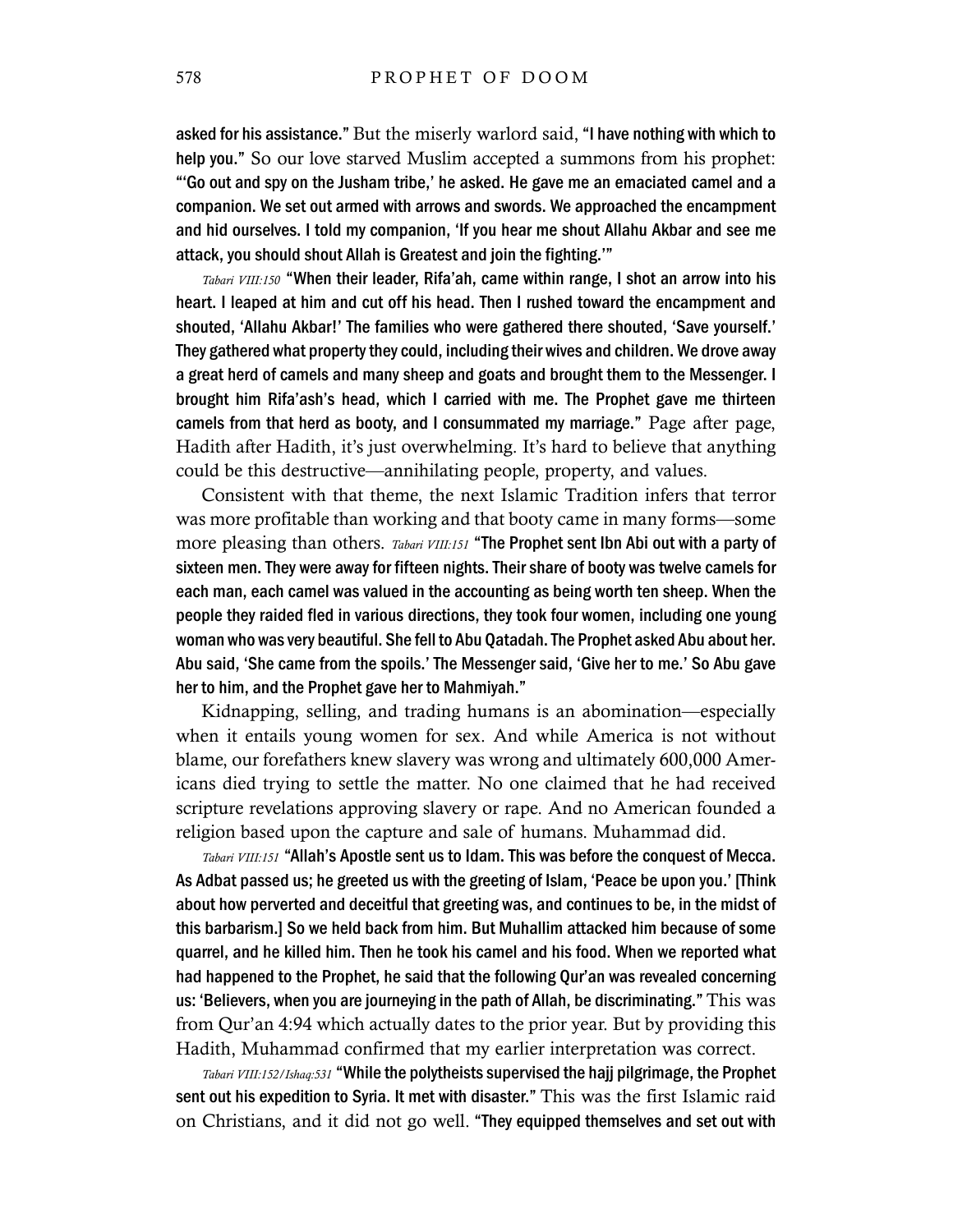asked for his assistance." But the miserly warlord said, **"I have nothing with which to help you."** So our love starved Muslim accepted a summons from his prophet: **"'Go out and spy on the Jusham tribe,' he asked. He gave me an emaciated camel and a companion. We set out armed with arrows and swords. We approached the encampment and hid ourselves. I told my companion, 'If you hear me shout Allahu Akbar and see me attack, you should shout Allah is Greatest and join the fighting.'"**

*Tabari VIII:150* **"When their leader, Rifa'ah, came within range, I shot an arrow into his heart. I leaped at him and cut off his head. Then I rushed toward the encampment and shouted, 'Allahu Akbar!' The families who were gathered there shouted, 'Save yourself.' They gathered what property they could, including their wives and children. We drove away a great herd of camels and many sheep and goats and brought them to the Messenger. I brought him Rifa'ash's head, which I carried with me. The Prophet gave me thirteen camels from that herd as booty, and I consummated my marriage."** Page after page, Hadith after Hadith, it's just overwhelming. It's hard to believe that anything could be this destructive—annihilating people, property, and values.

Consistent with that theme, the next Islamic Tradition infers that terror was more profitable than working and that booty came in many forms—some more pleasing than others. *Tabari VIII:151* **"The Prophet sent Ibn Abi out with a party of sixteen men. They were away for fifteen nights. Their share of booty was twelve camels for each man, each camel was valued in the accounting as being worth ten sheep. When the people they raided fled in various directions, they took four women, including one young woman who was very beautiful. She fell to Abu Qatadah. The Prophet asked Abu about her. Abu said, 'She came from the spoils.' The Messenger said, 'Give her to me.' So Abu gave her to him, and the Prophet gave her to Mahmiyah."**

Kidnapping, selling, and trading humans is an abomination—especially when it entails young women for sex. And while America is not without blame, our forefathers knew slavery was wrong and ultimately 600,000 Americans died trying to settle the matter. No one claimed that he had received scripture revelations approving slavery or rape. And no American founded a religion based upon the capture and sale of humans. Muhammad did.

*Tabari VIII:151* **"Allah's Apostle sent us to Idam. This was before the conquest of Mecca. As Adbat passed us; he greeted us with the greeting of Islam, 'Peace be upon you.' [Think about how perverted and deceitful that greeting was, and continues to be, in the midst of this barbarism.] So we held back from him. But Muhallim attacked him because of some quarrel, and he killed him. Then he took his camel and his food. When we reported what had happened to the Prophet, he said that the following Qur'an was revealed concerning us: 'Believers, when you are journeying in the path of Allah, be discriminating."** This was from Qur'an 4:94 which actually dates to the prior year. But by providing this Hadith, Muhammad confirmed that my earlier interpretation was correct.

*Tabari VIII:152/Ishaq:531* **"While the polytheists supervised the hajj pilgrimage, the Prophet sent out his expedition to Syria. It met with disaster."** This was the first Islamic raid on Christians, and it did not go well. **"They equipped themselves and set out with**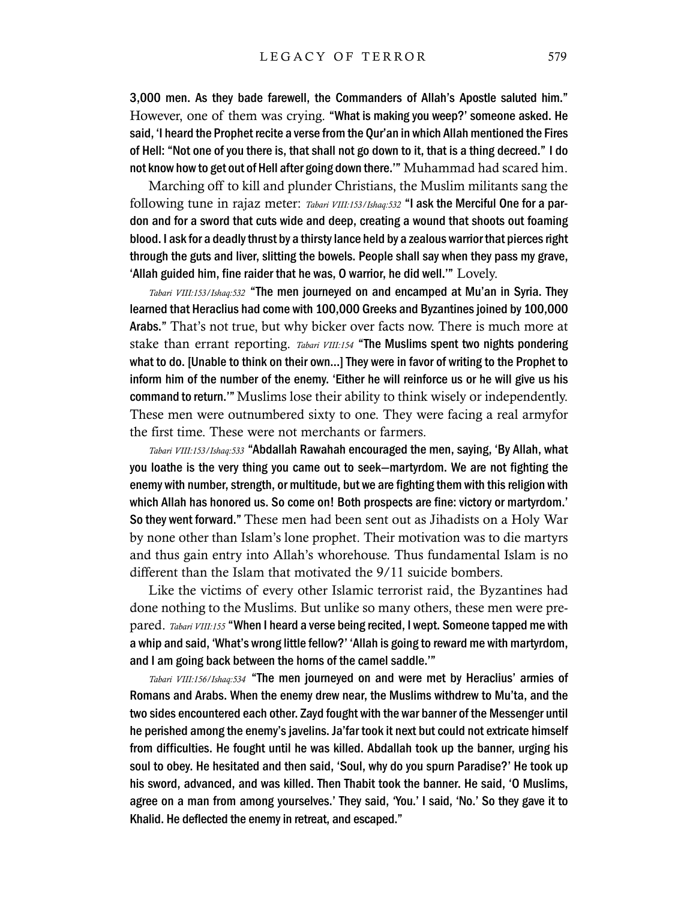3,000 men. As they bade farewell, the Commanders of Allah's Apostle saluted him." However, one of them was crying. "What is making you weep?' someone asked. He said, 'I heard the Prophet recite a verse from the Qur'an in which Allah mentioned the Fires of Hell: "Not one of you there is, that shall not go down to it, that is a thing decreed." I do not know how to get out of Hell after going down there.'" Muhammad had scared him.

Marching off to kill and plunder Christians, the Muslim militants sang the following tune in rajaz meter: *Tabari VIII:153/Ishaq:532* "I ask the Merciful One for a pardon and for a sword that cuts wide and deep, creating a wound that shoots out foaming blood. I ask for a deadly thrust by a thirsty lance held by a zealous warrior that pierces right through the guts and liver, slitting the bowels. People shall say when they pass my grave, 'Allah guided him, fine raider that he was, O warrior, he did well.'" Lovely.

*Tabari VIII:153/Ishaq:532* "The men journeyed on and encamped at Mu'an in Syria. They learned that Heraclius had come with 100,000 Greeks and Byzantines joined by 100,000 Arabs." That's not true, but why bicker over facts now. There is much more at stake than errant reporting. *Tabari VIII:154* "The Muslims spent two nights pondering what to do. [Unable to think on their own...] They were in favor of writing to the Prophet to inform him of the number of the enemy. 'Either he will reinforce us or he will give us his command to return.'" Muslims lose their ability to think wisely or independently. These men were outnumbered sixty to one. They were facing a real armyfor the first time. These were not merchants or farmers.

*Tabari VIII:153/Ishaq:533* "Abdallah Rawahah encouraged the men, saying, 'By Allah, what you loathe is the very thing you came out to seek—martyrdom. We are not fighting the enemy with number, strength, or multitude, but we are fighting them with this religion with which Allah has honored us. So come on! Both prospects are fine: victory or martyrdom.' So they went forward." These men had been sent out as Jihadists on a Holy War by none other than Islam's lone prophet. Their motivation was to die martyrs and thus gain entry into Allah's whorehouse. Thus fundamental Islam is no different than the Islam that motivated the 9/11 suicide bombers.

Like the victims of every other Islamic terrorist raid, the Byzantines had done nothing to the Muslims. But unlike so many others, these men were prepared. *Tabari VIII:155* "When I heard a verse being recited, I wept. Someone tapped me with a whip and said, 'What's wrong little fellow?' 'Allah is going to reward me with martyrdom, and I am going back between the horns of the camel saddle.'"

*Tabari VIII:156/Ishaq:534* "The men journeyed on and were met by Heraclius' armies of Romans and Arabs. When the enemy drew near, the Muslims withdrew to Mu'ta, and the two sides encountered each other. Zayd fought with the war banner of the Messenger until he perished among the enemy's javelins. Ja'far took it next but could not extricate himself from difficulties. He fought until he was killed. Abdallah took up the banner, urging his soul to obey. He hesitated and then said, 'Soul, why do you spurn Paradise?' He took up his sword, advanced, and was killed. Then Thabit took the banner. He said, 'O Muslims, agree on a man from among yourselves.' They said, 'You.' I said, 'No.' So they gave it to Khalid. He deflected the enemy in retreat, and escaped."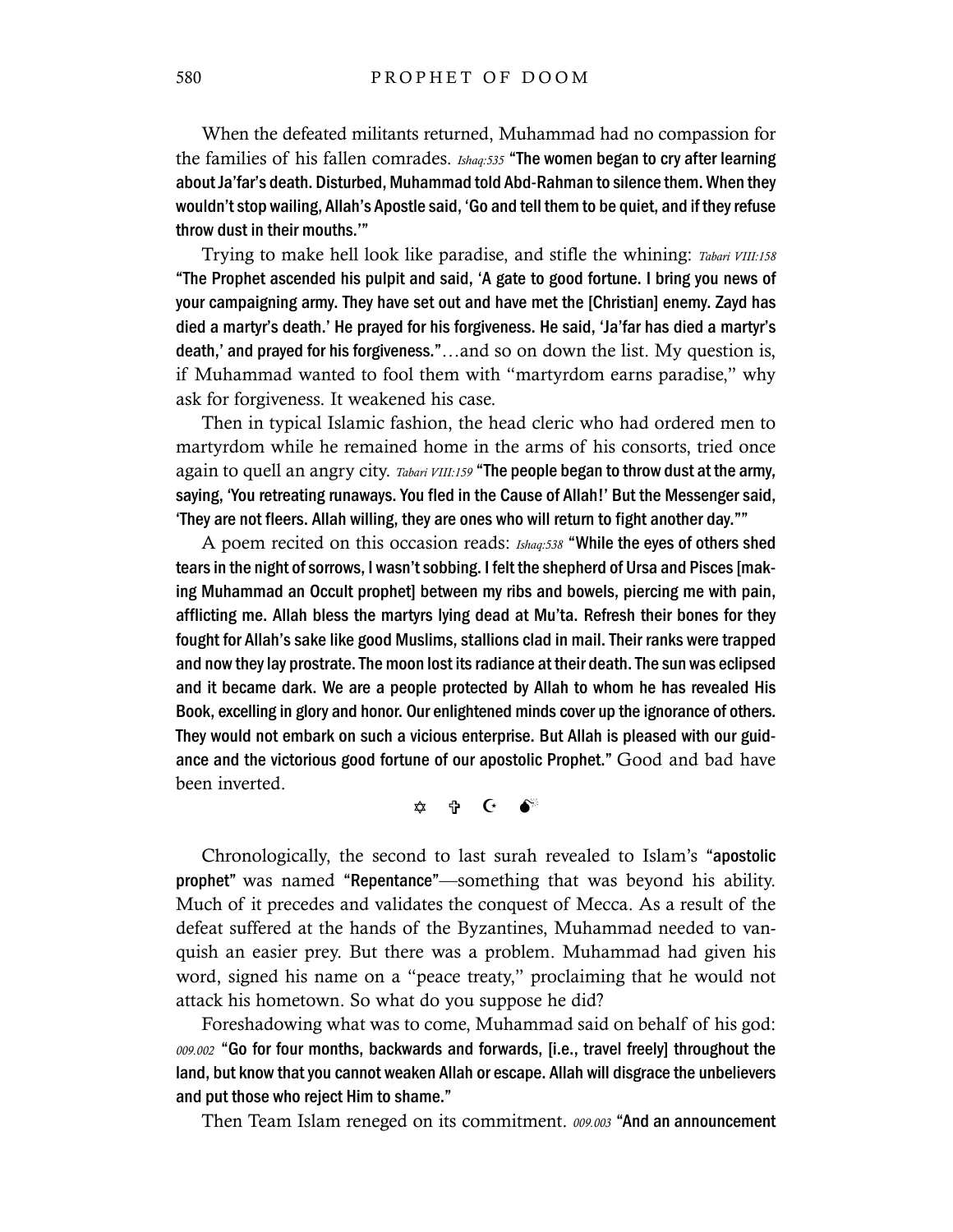When the defeated militants returned, Muhammad had no compassion for the families of his fallen comrades. *Ishaq:535* **"The women began to cry after learning about Ja'far's death. Disturbed, Muhammad told Abd-Rahman to silence them. When they wouldn't stop wailing, Allah's Apostle said, 'Go and tell them to be quiet, and if they refuse throw dust in their mouths.'"**

Trying to make hell look like paradise, and stifle the whining: *Tabari VIII:158* **"The Prophet ascended his pulpit and said, 'A gate to good fortune. I bring you news of your campaigning army. They have set out and have met the [Christian] enemy. Zayd has died a martyr's death.' He prayed for his forgiveness. He said, 'Ja'far has died a martyr's death,' and prayed for his forgiveness."**…and so on down the list. My question is, if Muhammad wanted to fool them with "martyrdom earns paradise," why ask for forgiveness. It weakened his case.

Then in typical Islamic fashion, the head cleric who had ordered men to martyrdom while he remained home in the arms of his consorts, tried once again to quell an angry city. *Tabari VIII:159* **"The people began to throw dust at the army, saying, 'You retreating runaways. You fled in the Cause of Allah!' But the Messenger said, 'They are not fleers. Allah willing, they are ones who will return to fight another day.'"**

A poem recited on this occasion reads: *Ishaq:538* **"While the eyes of others shed tears in the night of sorrows, I wasn't sobbing. I felt the shepherd of Ursa and Pisces [making Muhammad an Occult prophet] between my ribs and bowels, piercing me with pain, afflicting me. Allah bless the martyrs lying dead at Mu'ta. Refresh their bones for they fought for Allah's sake like good Muslims, stallions clad in mail. Their ranks were trapped and now they lay prostrate. The moon lost its radiance at their death. The sun was eclipsed and it became dark. We are a people protected by Allah to whom he has revealed His Book, excelling in glory and honor. Our enlightened minds cover up the ignorance of others. They would not embark on such a vicious enterprise. But Allah is pleased with our guidance and the victorious good fortune of our apostolic Prophet."** Good and bad have been inverted.

✡ ✞ ☪ 💣

Chronologically, the second to last surah revealed to Islam's **"apostolic prophet"** was named **"Repentance"**—something that was beyond his ability. Much of it precedes and validates the conquest of Mecca. As a result of the defeat suffered at the hands of the Byzantines, Muhammad needed to vanquish an easier prey. But there was a problem. Muhammad had given his word, signed his name on a "peace treaty," proclaiming that he would not attack his hometown. So what do you suppose he did?

Foreshadowing what was to come, Muhammad said on behalf of his god: *009.002* **"Go for four months, backwards and forwards, [i.e., travel freely] throughout the land, but know that you cannot weaken Allah or escape. Allah will disgrace the unbelievers and put those who reject Him to shame."**

Then Team Islam reneged on its commitment. *009.003* **"And an announcement**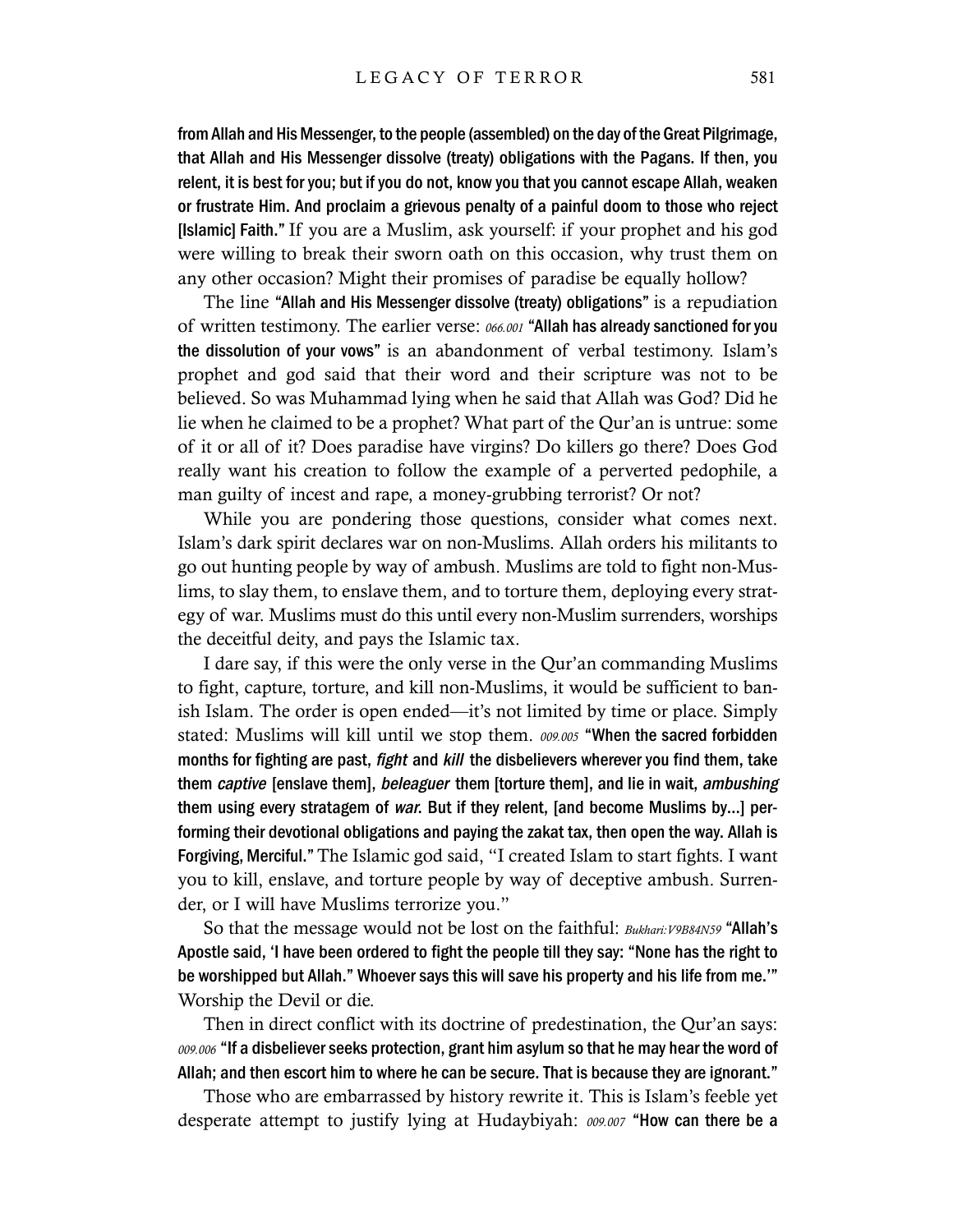**from Allah and His Messenger, to the people (assembled) on the day of the Great Pilgrimage, that Allah and His Messenger dissolve (treaty) obligations with the Pagans. If then, you relent, it is best for you; but if you do not, know you that you cannot escape Allah, weaken or frustrate Him. And proclaim a grievous penalty of a painful doom to those who reject [Islamic] Faith."** If you are a Muslim, ask yourself: if your prophet and his god were willing to break their sworn oath on this occasion, why trust them on any other occasion? Might their promises of paradise be equally hollow?

The line **"Allah and His Messenger dissolve (treaty) obligations"** is a repudiation of written testimony. The earlier verse: *066.001* **"Allah has already sanctioned for you the dissolution of your vows"** is an abandonment of verbal testimony. Islam's prophet and god said that their word and their scripture was not to be believed. So was Muhammad lying when he said that Allah was God? Did he lie when he claimed to be a prophet? What part of the Qur'an is untrue: some of it or all of it? Does paradise have virgins? Do killers go there? Does God really want his creation to follow the example of a perverted pedophile, a man guilty of incest and rape, a money-grubbing terrorist? Or not?

While you are pondering those questions, consider what comes next. Islam's dark spirit declares war on non-Muslims. Allah orders his militants to go out hunting people by way of ambush. Muslims are told to fight non-Muslims, to slay them, to enslave them, and to torture them, deploying every strategy of war. Muslims must do this until every non-Muslim surrenders, worships the deceitful deity, and pays the Islamic tax.

I dare say, if this were the only verse in the Qur'an commanding Muslims to fight, capture, torture, and kill non-Muslims, it would be sufficient to banish Islam. The order is open ended—it's not limited by time or place. Simply stated: Muslims will kill until we stop them. *009.005* **"When the sacred forbidden months for fighting are past, *fight* and *kill* the disbelievers wherever you find them, take them *captive* [enslave them], *beleaguer* them [torture them], and lie in wait, *ambushing* them using every stratagem of *war*. But if they relent, [and become Muslims by...] performing their devotional obligations and paying the zakat tax, then open the way. Allah is Forgiving, Merciful."** The Islamic god said, "I created Islam to start fights. I want you to kill, enslave, and torture people by way of deceptive ambush. Surrender, or I will have Muslims terrorize you."

So that the message would not be lost on the faithful: *Bukhari:V9B84N59* **"Allah's Apostle said, 'I have been ordered to fight the people till they say: "None has the right to be worshipped but Allah." Whoever says this will save his property and his life from me.'"** Worship the Devil or die.

Then in direct conflict with its doctrine of predestination, the Qur'an says: *009.006* **"If a disbeliever seeks protection, grant him asylum so that he may hear the word of Allah; and then escort him to where he can be secure. That is because they are ignorant."**

Those who are embarrassed by history rewrite it. This is Islam's feeble yet desperate attempt to justify lying at Hudaybiyah: *009.007* **"How can there be a**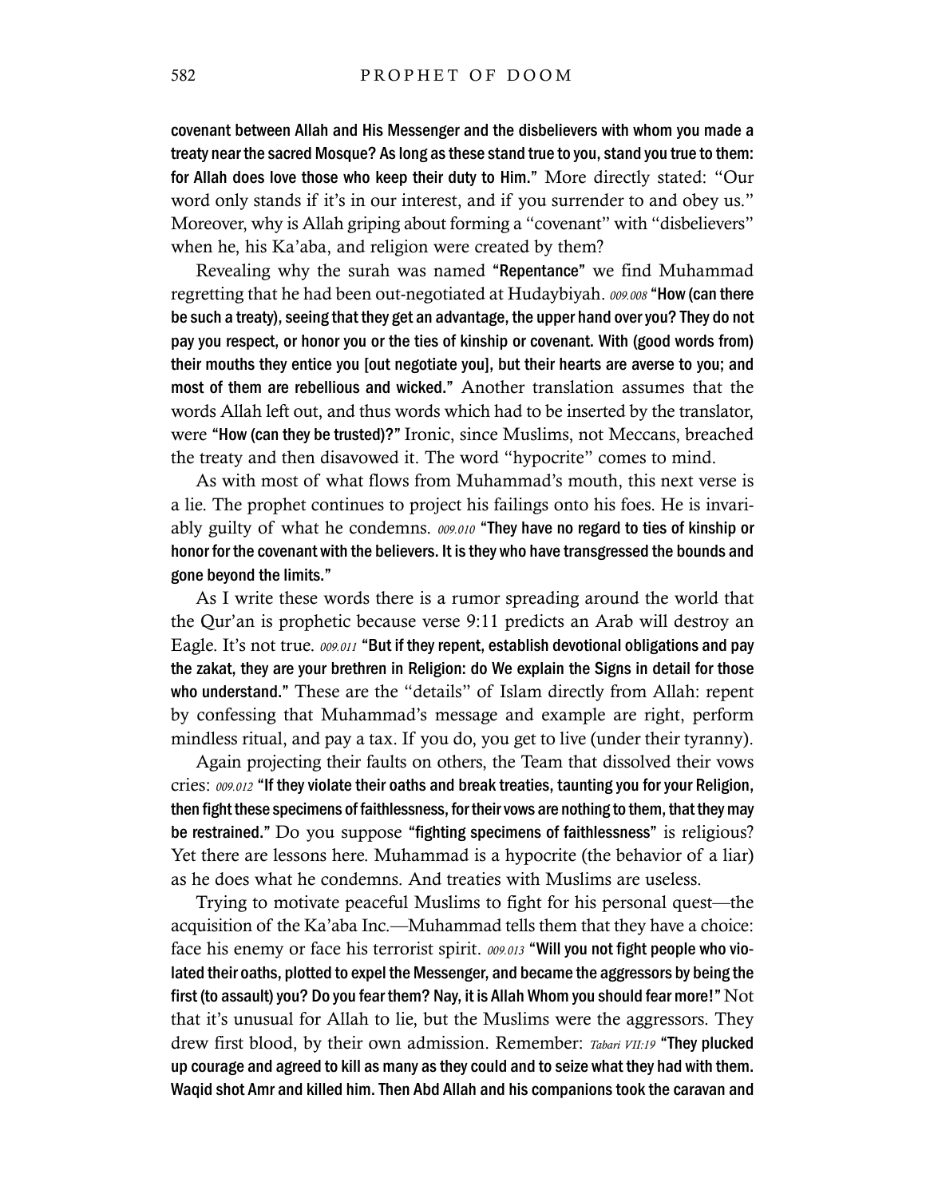**covenant between Allah and His Messenger and the disbelievers with whom you made a treaty near the sacred Mosque? As long as these stand true to you, stand you true to them: for Allah does love those who keep their duty to Him."** More directly stated: "Our word only stands if it's in our interest, and if you surrender to and obey us." Moreover, why is Allah griping about forming a "covenant" with "disbelievers" when he, his Ka'aba, and religion were created by them?

Revealing why the surah was named **"Repentance"** we find Muhammad regretting that he had been out-negotiated at Hudaybiyah. *009.008* **"How (can there be such a treaty), seeing that they get an advantage, the upper hand over you? They do not pay you respect, or honor you or the ties of kinship or covenant. With (good words from) their mouths they entice you [out negotiate you], but their hearts are averse to you; and most of them are rebellious and wicked."** Another translation assumes that the words Allah left out, and thus words which had to be inserted by the translator, were **"How (can they be trusted)?"** Ironic, since Muslims, not Meccans, breached the treaty and then disavowed it. The word "hypocrite" comes to mind.

As with most of what flows from Muhammad's mouth, this next verse is a lie. The prophet continues to project his failings onto his foes. He is invariably guilty of what he condemns. *009.010* **"They have no regard to ties of kinship or honor for the covenant with the believers. It is they who have transgressed the bounds and gone beyond the limits."**

As I write these words there is a rumor spreading around the world that the Qur'an is prophetic because verse 9:11 predicts an Arab will destroy an Eagle. It's not true. *009.011* **"But if they repent, establish devotional obligations and pay the zakat, they are your brethren in Religion: do We explain the Signs in detail for those who understand."** These are the "details" of Islam directly from Allah: repent by confessing that Muhammad's message and example are right, perform mindless ritual, and pay a tax. If you do, you get to live (under their tyranny).

Again projecting their faults on others, the Team that dissolved their vows cries: *009.012* **"If they violate their oaths and break treaties, taunting you for your Religion, then fight these specimens of faithlessness, for their vows are nothing to them, that they may be restrained."** Do you suppose **"fighting specimens of faithlessness"** is religious? Yet there are lessons here. Muhammad is a hypocrite (the behavior of a liar) as he does what he condemns. And treaties with Muslims are useless.

Trying to motivate peaceful Muslims to fight for his personal quest—the acquisition of the Ka'aba Inc.—Muhammad tells them that they have a choice: face his enemy or face his terrorist spirit. *009.013* **"Will you not fight people who violated their oaths, plotted to expel the Messenger, and became the aggressors by being the first (to assault) you? Do you fear them? Nay, it is Allah Whom you should fear more!"** Not that it's unusual for Allah to lie, but the Muslims were the aggressors. They drew first blood, by their own admission. Remember: *Tabari VII:19* **"They plucked up courage and agreed to kill as many as they could and to seize what they had with them. Waqid shot Amr and killed him. Then Abd Allah and his companions took the caravan and**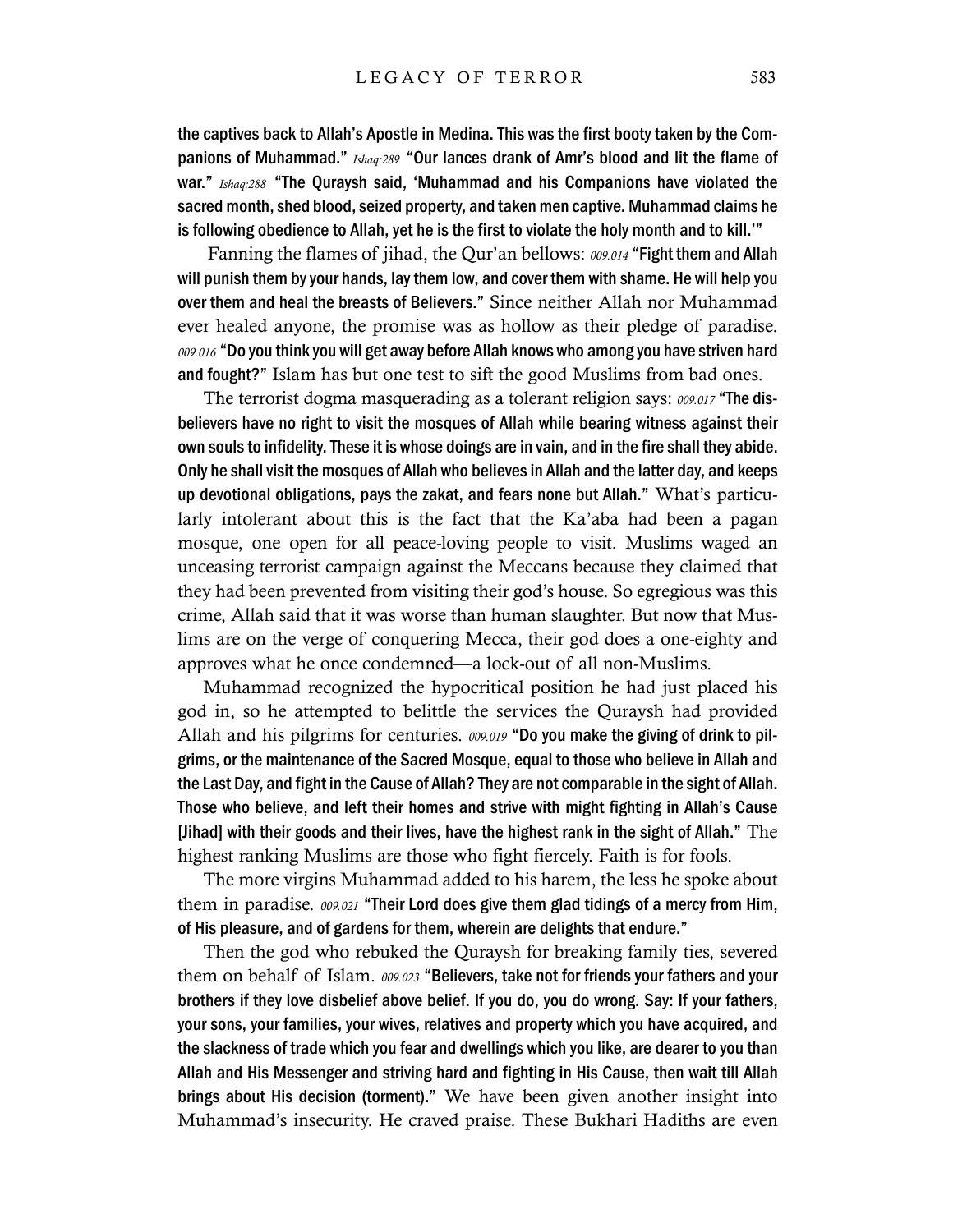the captives back to Allah's Apostle in Medina. This was the first booty taken by the Companions of Muhammad." *Ishaq:289* "Our lances drank of Amr's blood and lit the flame of war." *Ishaq:288* "The Quraysh said, 'Muhammad and his Companions have violated the sacred month, shed blood, seized property, and taken men captive. Muhammad claims he is following obedience to Allah, yet he is the first to violate the holy month and to kill.'"

Fanning the flames of jihad, the Qur'an bellows: *009.014* "Fight them and Allah will punish them by your hands, lay them low, and cover them with shame. He will help you over them and heal the breasts of Believers." Since neither Allah nor Muhammad ever healed anyone, the promise was as hollow as their pledge of paradise. *009.016* "Do you think you will get away before Allah knows who among you have striven hard and fought?" Islam has but one test to sift the good Muslims from bad ones.

The terrorist dogma masquerading as a tolerant religion says: *009.017* "The disbelievers have no right to visit the mosques of Allah while bearing witness against their own souls to infidelity. These it is whose doings are in vain, and in the fire shall they abide. Only he shall visit the mosques of Allah who believes in Allah and the latter day, and keeps up devotional obligations, pays the zakat, and fears none but Allah." What's particularly intolerant about this is the fact that the Ka'aba had been a pagan mosque, one open for all peace-loving people to visit. Muslims waged an unceasing terrorist campaign against the Meccans because they claimed that they had been prevented from visiting their god's house. So egregious was this crime, Allah said that it was worse than human slaughter. But now that Muslims are on the verge of conquering Mecca, their god does a one-eighty and approves what he once condemned—a lock-out of all non-Muslims.

Muhammad recognized the hypocritical position he had just placed his god in, so he attempted to belittle the services the Quraysh had provided Allah and his pilgrims for centuries. *009.019* "Do you make the giving of drink to pilgrims, or the maintenance of the Sacred Mosque, equal to those who believe in Allah and the Last Day, and fight in the Cause of Allah? They are not comparable in the sight of Allah. Those who believe, and left their homes and strive with might fighting in Allah's Cause [Jihad] with their goods and their lives, have the highest rank in the sight of Allah." The highest ranking Muslims are those who fight fiercely. Faith is for fools.

The more virgins Muhammad added to his harem, the less he spoke about them in paradise. *009.021* "Their Lord does give them glad tidings of a mercy from Him, of His pleasure, and of gardens for them, wherein are delights that endure."

Then the god who rebuked the Quraysh for breaking family ties, severed them on behalf of Islam. *009.023* "Believers, take not for friends your fathers and your brothers if they love disbelief above belief. If you do, you do wrong. Say: If your fathers, your sons, your families, your wives, relatives and property which you have acquired, and the slackness of trade which you fear and dwellings which you like, are dearer to you than Allah and His Messenger and striving hard and fighting in His Cause, then wait till Allah brings about His decision (torment)." We have been given another insight into Muhammad's insecurity. He craved praise. These Bukhari Hadiths are even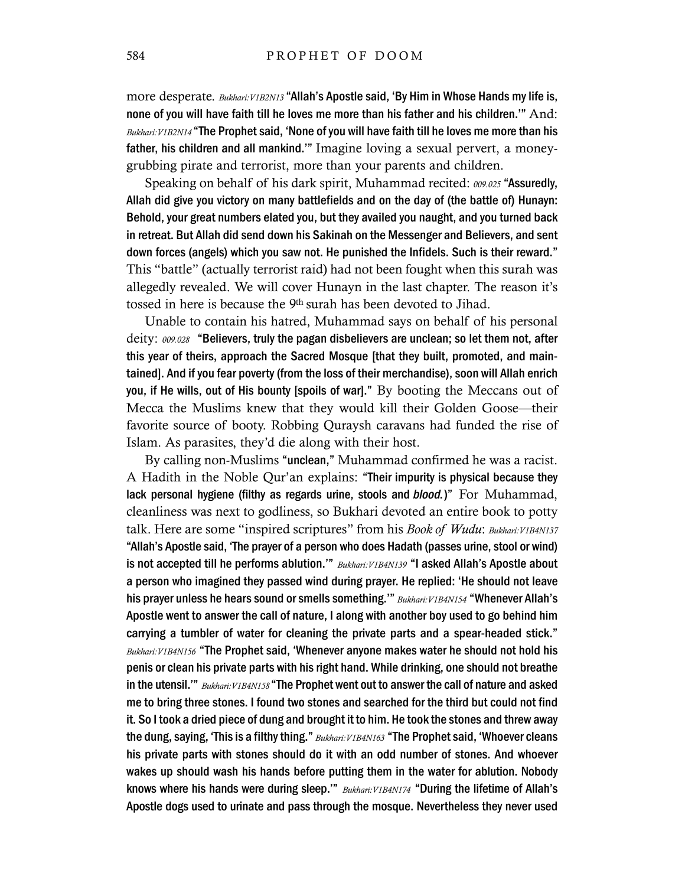more desperate. *Bukhari:V1B2N13* **"Allah's Apostle said, 'By Him in Whose Hands my life is, none of you will have faith till he loves me more than his father and his children.'"** And: *Bukhari:V1B2N14* **"The Prophet said, 'None of you will have faith till he loves me more than his father, his children and all mankind.'"** Imagine loving a sexual pervert, a money-grubbing pirate and terrorist, more than your parents and children.

Speaking on behalf of his dark spirit, Muhammad recited: *009.025* **"Assuredly, Allah did give you victory on many battlefields and on the day of (the battle of) Hunayn: Behold, your great numbers elated you, but they availed you naught, and you turned back in retreat. But Allah did send down his Sakinah on the Messenger and Believers, and sent down forces (angels) which you saw not. He punished the Infidels. Such is their reward."** This "battle" (actually terrorist raid) had not been fought when this surah was allegedly revealed. We will cover Hunayn in the last chapter. The reason it's tossed in here is because the 9th surah has been devoted to Jihad.

Unable to contain his hatred, Muhammad says on behalf of his personal deity: *009.028* **"Believers, truly the pagan disbelievers are unclean; so let them not, after this year of theirs, approach the Sacred Mosque [that they built, promoted, and maintained]. And if you fear poverty (from the loss of their merchandise), soon will Allah enrich you, if He wills, out of His bounty [spoils of war]."** By booting the Meccans out of Mecca the Muslims knew that they would kill their Golden Goose—their favorite source of booty. Robbing Quraysh caravans had funded the rise of Islam. As parasites, they'd die along with their host.

By calling non-Muslims **"unclean,"** Muhammad confirmed he was a racist. A Hadith in the Noble Qur'an explains: **"Their impurity is physical because they lack personal hygiene (filthy as regards urine, stools and *blood.*)"** For Muhammad, cleanliness was next to godliness, so Bukhari devoted an entire book to potty talk. Here are some "inspired scriptures" from his *Book of Wudu*: *Bukhari:V1B4N137* **"Allah's Apostle said, 'The prayer of a person who does Hadath (passes urine, stool or wind) is not accepted till he performs ablution.'"** *Bukhari:V1B4N139* **"I asked Allah's Apostle about a person who imagined they passed wind during prayer. He replied: 'He should not leave his prayer unless he hears sound or smells something.'"** *Bukhari:V1B4N154* **"Whenever Allah's Apostle went to answer the call of nature, I along with another boy used to go behind him carrying a tumbler of water for cleaning the private parts and a spear-headed stick."** *Bukhari:V1B4N156* **"The Prophet said, 'Whenever anyone makes water he should not hold his penis or clean his private parts with his right hand. While drinking, one should not breathe in the utensil.'"** *Bukhari:V1B4N158* **"The Prophet went out to answer the call of nature and asked me to bring three stones. I found two stones and searched for the third but could not find it. So I took a dried piece of dung and brought it to him. He took the stones and threw away the dung, saying, 'This is a filthy thing."** *Bukhari:V1B4N163* **"The Prophet said, 'Whoever cleans his private parts with stones should do it with an odd number of stones. And whoever wakes up should wash his hands before putting them in the water for ablution. Nobody knows where his hands were during sleep.'"** *Bukhari:V1B4N174* **"During the lifetime of Allah's Apostle dogs used to urinate and pass through the mosque. Nevertheless they never used**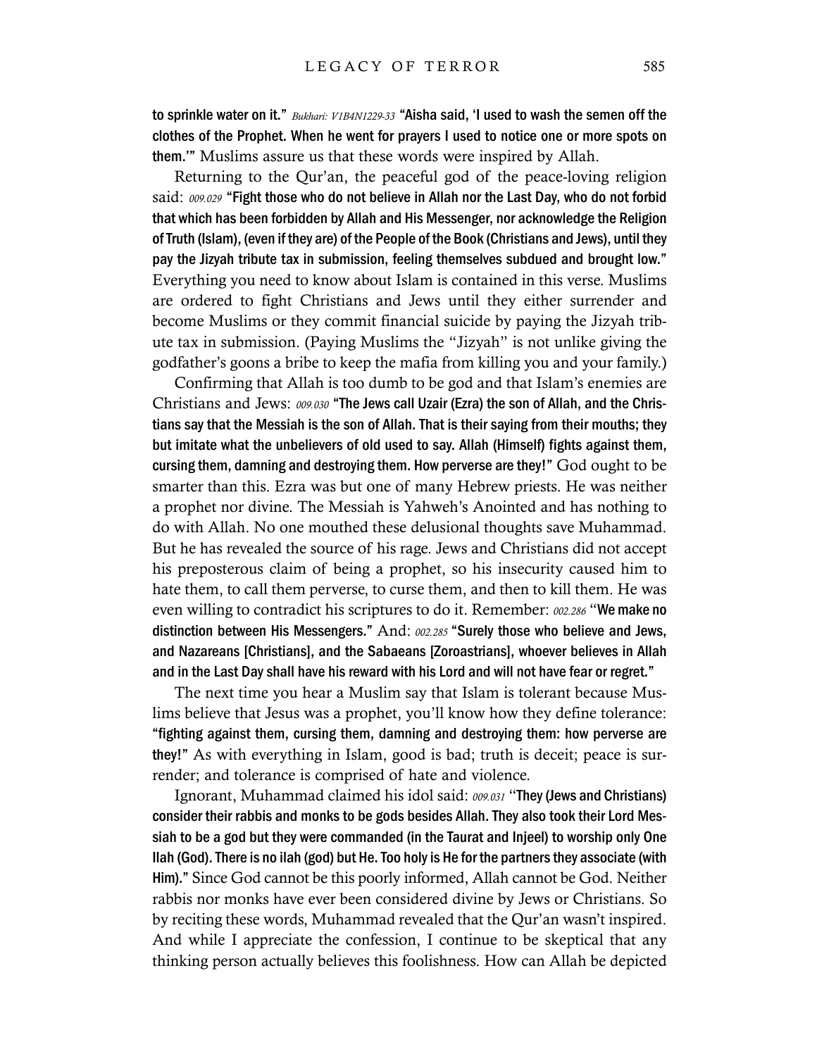to sprinkle water on it." *Bukhari: V1B4N1229-33* "Aisha said, 'I used to wash the semen off the clothes of the Prophet. When he went for prayers I used to notice one or more spots on them.'" Muslims assure us that these words were inspired by Allah.

Returning to the Qur'an, the peaceful god of the peace-loving religion said: *009.029* "Fight those who do not believe in Allah nor the Last Day, who do not forbid that which has been forbidden by Allah and His Messenger, nor acknowledge the Religion of Truth (Islam), (even if they are) of the People of the Book (Christians and Jews), until they pay the Jizyah tribute tax in submission, feeling themselves subdued and brought low." Everything you need to know about Islam is contained in this verse. Muslims are ordered to fight Christians and Jews until they either surrender and become Muslims or they commit financial suicide by paying the Jizyah tribute tax in submission. (Paying Muslims the "Jizyah" is not unlike giving the godfather's goons a bribe to keep the mafia from killing you and your family.)

Confirming that Allah is too dumb to be god and that Islam's enemies are Christians and Jews: *009.030* "The Jews call Uzair (Ezra) the son of Allah, and the Christians say that the Messiah is the son of Allah. That is their saying from their mouths; they but imitate what the unbelievers of old used to say. Allah (Himself) fights against them, cursing them, damning and destroying them. How perverse are they!" God ought to be smarter than this. Ezra was but one of many Hebrew priests. He was neither a prophet nor divine. The Messiah is Yahweh's Anointed and has nothing to do with Allah. No one mouthed these delusional thoughts save Muhammad. But he has revealed the source of his rage. Jews and Christians did not accept his preposterous claim of being a prophet, so his insecurity caused him to hate them, to call them perverse, to curse them, and then to kill them. He was even willing to contradict his scriptures to do it. Remember: *002.286* "We make no distinction between His Messengers." And: *002.285* "Surely those who believe and Jews, and Nazareans [Christians], and the Sabaeans [Zoroastrians], whoever believes in Allah and in the Last Day shall have his reward with his Lord and will not have fear or regret."

The next time you hear a Muslim say that Islam is tolerant because Muslims believe that Jesus was a prophet, you'll know how they define tolerance: "fighting against them, cursing them, damning and destroying them: how perverse are they!" As with everything in Islam, good is bad; truth is deceit; peace is surrender; and tolerance is comprised of hate and violence.

Ignorant, Muhammad claimed his idol said: *009.031* "They (Jews and Christians) consider their rabbis and monks to be gods besides Allah. They also took their Lord Messiah to be a god but they were commanded (in the Taurat and Injeel) to worship only One Ilah (God). There is no ilah (god) but He. Too holy is He for the partners they associate (with Him)." Since God cannot be this poorly informed, Allah cannot be God. Neither rabbis nor monks have ever been considered divine by Jews or Christians. So by reciting these words, Muhammad revealed that the Qur'an wasn't inspired. And while I appreciate the confession, I continue to be skeptical that any thinking person actually believes this foolishness. How can Allah be depicted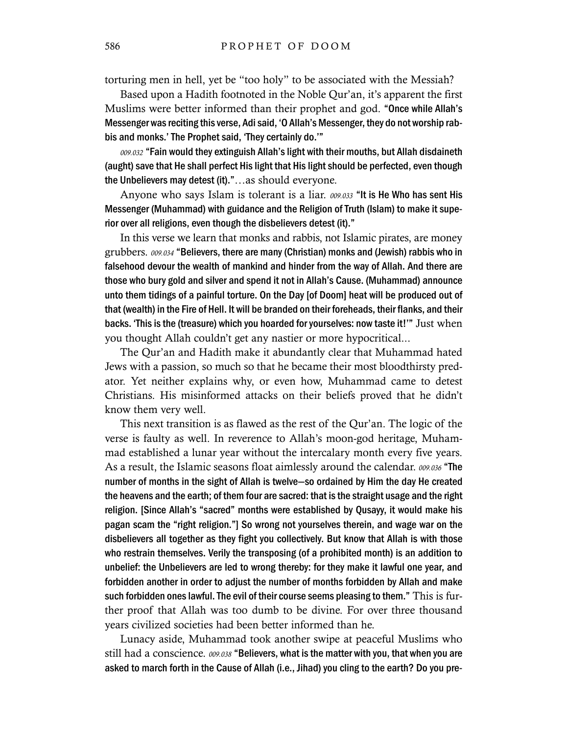torturing men in hell, yet be "too holy" to be associated with the Messiah?

Based upon a Hadith footnoted in the Noble Qur'an, it's apparent the first Muslims were better informed than their prophet and god. **"Once while Allah's Messenger was reciting this verse, Adi said, 'O Allah's Messenger, they do not worship rabbis and monks.' The Prophet said, 'They certainly do.'"**

*009.032* **"Fain would they extinguish Allah's light with their mouths, but Allah disdaineth (aught) save that He shall perfect His light that His light should be perfected, even though the Unbelievers may detest (it)."**…as should everyone.

Anyone who says Islam is tolerant is a liar. *009.033* **"It is He Who has sent His Messenger (Muhammad) with guidance and the Religion of Truth (Islam) to make it superior over all religions, even though the disbelievers detest (it)."**

In this verse we learn that monks and rabbis, not Islamic pirates, are money grubbers. *009.034* **"Believers, there are many (Christian) monks and (Jewish) rabbis who in falsehood devour the wealth of mankind and hinder from the way of Allah. And there are those who bury gold and silver and spend it not in Allah's Cause. (Muhammad) announce unto them tidings of a painful torture. On the Day [of Doom] heat will be produced out of that (wealth) in the Fire of Hell. It will be branded on their foreheads, their flanks, and their backs. 'This is the (treasure) which you hoarded for yourselves: now taste it!'"** Just when you thought Allah couldn't get any nastier or more hypocritical...

The Qur'an and Hadith make it abundantly clear that Muhammad hated Jews with a passion, so much so that he became their most bloodthirsty predator. Yet neither explains why, or even how, Muhammad came to detest Christians. His misinformed attacks on their beliefs proved that he didn't know them very well.

This next transition is as flawed as the rest of the Qur'an. The logic of the verse is faulty as well. In reverence to Allah's moon-god heritage, Muhammad established a lunar year without the intercalary month every five years. As a result, the Islamic seasons float aimlessly around the calendar. *009.036* **"The number of months in the sight of Allah is twelve—so ordained by Him the day He created the heavens and the earth; of them four are sacred: that is the straight usage and the right religion. [Since Allah's "sacred" months were established by Qusayy, it would make his pagan scam the "right religion."] So wrong not yourselves therein, and wage war on the disbelievers all together as they fight you collectively. But know that Allah is with those who restrain themselves. Verily the transposing (of a prohibited month) is an addition to unbelief: the Unbelievers are led to wrong thereby: for they make it lawful one year, and forbidden another in order to adjust the number of months forbidden by Allah and make such forbidden ones lawful. The evil of their course seems pleasing to them."** This is further proof that Allah was too dumb to be divine. For over three thousand years civilized societies had been better informed than he.

Lunacy aside, Muhammad took another swipe at peaceful Muslims who still had a conscience. *009.038* **"Believers, what is the matter with you, that when you are asked to march forth in the Cause of Allah (i.e., Jihad) you cling to the earth? Do you pre-**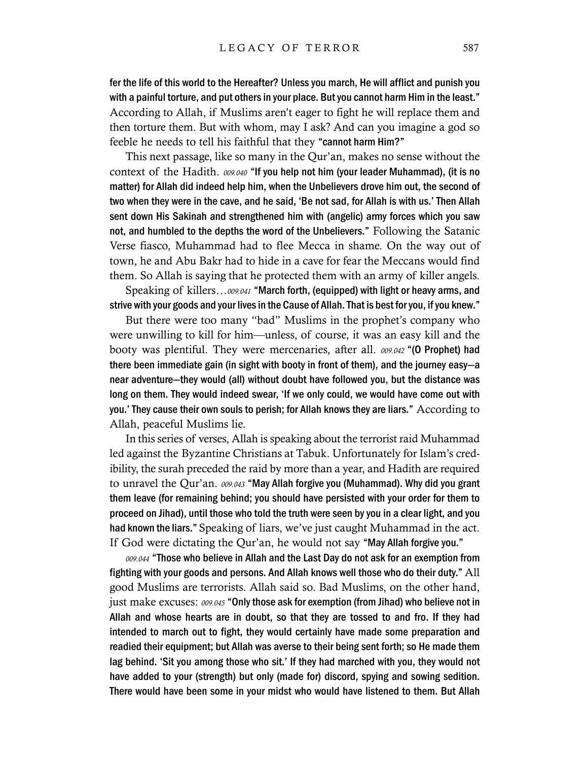**fer the life of this world to the Hereafter? Unless you march, He will afflict and punish you with a painful torture, and put others in your place. But you cannot harm Him in the least."** According to Allah, if Muslims aren't eager to fight he will replace them and then torture them. But with whom, may I ask? And can you imagine a god so feeble he needs to tell his faithful that they **"cannot harm Him?"**

This next passage, like so many in the Qur'an, makes no sense without the context of the Hadith. *009.040* **"If you help not him (your leader Muhammad), (it is no matter) for Allah did indeed help him, when the Unbelievers drove him out, the second of two when they were in the cave, and he said, 'Be not sad, for Allah is with us.' Then Allah sent down His Sakinah and strengthened him with (angelic) army forces which you saw not, and humbled to the depths the word of the Unbelievers."** Following the Satanic Verse fiasco, Muhammad had to flee Mecca in shame. On the way out of town, he and Abu Bakr had to hide in a cave for fear the Meccans would find them. So Allah is saying that he protected them with an army of killer angels.

Speaking of killers…*009.041* **"March forth, (equipped) with light or heavy arms, and strive with your goods and your lives in the Cause of Allah. That is best for you, if you knew."**

But there were too many "bad" Muslims in the prophet's company who were unwilling to kill for him—unless, of course, it was an easy kill and the booty was plentiful. They were mercenaries, after all. *009.042* **"(O Prophet) had there been immediate gain (in sight with booty in front of them), and the journey easy—a near adventure—they would (all) without doubt have followed you, but the distance was long on them. They would indeed swear, 'If we only could, we would have come out with you.' They cause their own souls to perish; for Allah knows they are liars."** According to Allah, peaceful Muslims lie.

In this series of verses, Allah is speaking about the terrorist raid Muhammad led against the Byzantine Christians at Tabuk. Unfortunately for Islam's credibility, the surah preceded the raid by more than a year, and Hadith are required to unravel the Qur'an. *009.043* **"May Allah forgive you (Muhammad). Why did you grant them leave (for remaining behind; you should have persisted with your order for them to proceed on Jihad), until those who told the truth were seen by you in a clear light, and you had known the liars."** Speaking of liars, we've just caught Muhammad in the act. If God were dictating the Qur'an, he would not say **"May Allah forgive you."**

*009.044* **"Those who believe in Allah and the Last Day do not ask for an exemption from fighting with your goods and persons. And Allah knows well those who do their duty."** All good Muslims are terrorists. Allah said so. Bad Muslims, on the other hand, just make excuses: *009.045* **"Only those ask for exemption (from Jihad) who believe not in Allah and whose hearts are in doubt, so that they are tossed to and fro. If they had intended to march out to fight, they would certainly have made some preparation and readied their equipment; but Allah was averse to their being sent forth; so He made them lag behind. 'Sit you among those who sit.' If they had marched with you, they would not have added to your (strength) but only (made for) discord, spying and sowing sedition. There would have been some in your midst who would have listened to them. But Allah**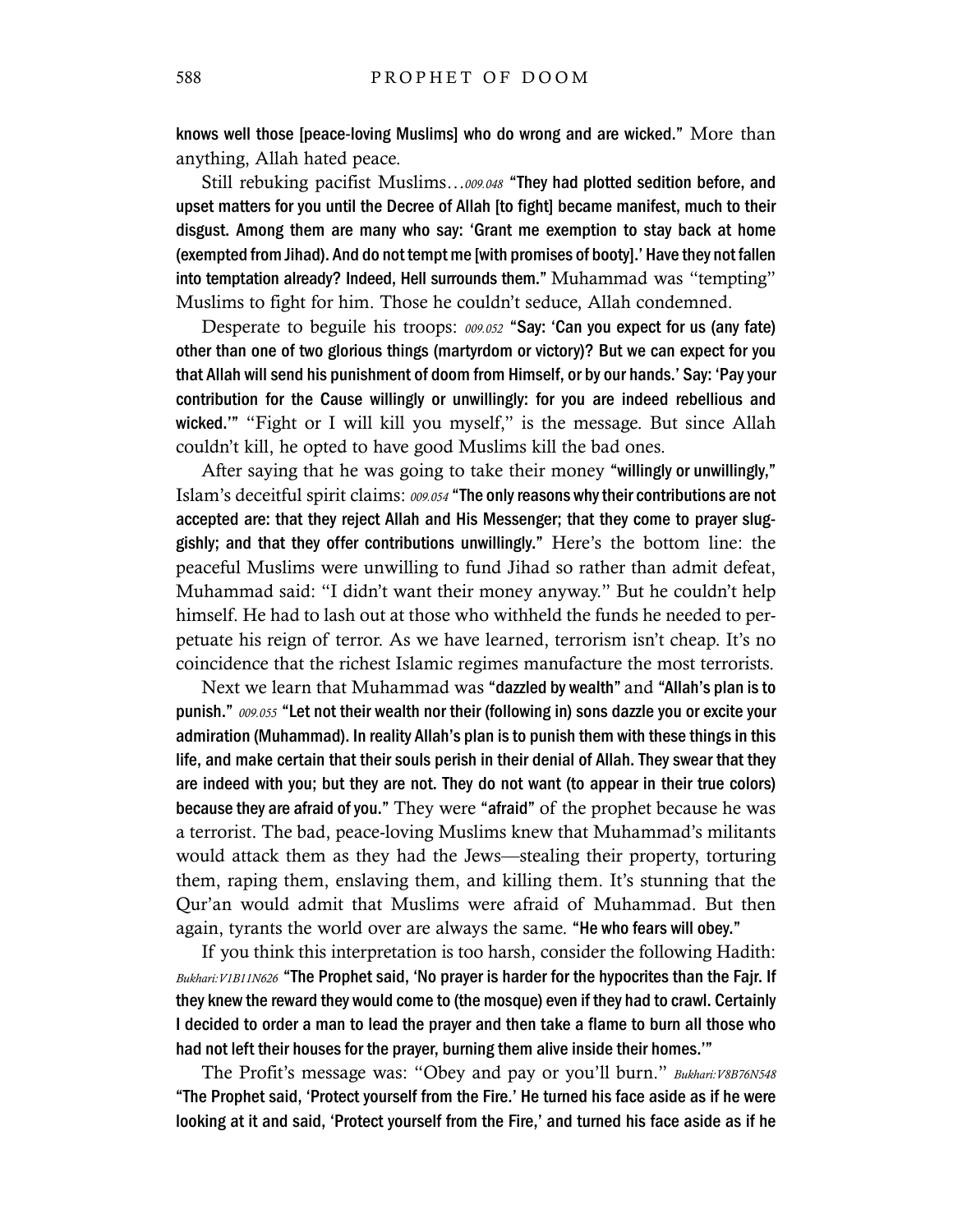knows well those [peace-loving Muslims] who do wrong and are wicked." More than anything, Allah hated peace.

Still rebuking pacifist Muslims…*009.048* **"They had plotted sedition before, and upset matters for you until the Decree of Allah [to fight] became manifest, much to their disgust. Among them are many who say: 'Grant me exemption to stay back at home (exempted from Jihad). And do not tempt me [with promises of booty].' Have they not fallen into temptation already? Indeed, Hell surrounds them."** Muhammad was "tempting" Muslims to fight for him. Those he couldn't seduce, Allah condemned.

Desperate to beguile his troops: *009.052* **"Say: 'Can you expect for us (any fate) other than one of two glorious things (martyrdom or victory)? But we can expect for you that Allah will send his punishment of doom from Himself, or by our hands.' Say: 'Pay your contribution for the Cause willingly or unwillingly: for you are indeed rebellious and wicked.'"** "Fight or I will kill you myself," is the message. But since Allah couldn't kill, he opted to have good Muslims kill the bad ones.

After saying that he was going to take their money **"willingly or unwillingly,"** Islam's deceitful spirit claims: *009.054* **"The only reasons why their contributions are not accepted are: that they reject Allah and His Messenger; that they come to prayer sluggishly; and that they offer contributions unwillingly."** Here's the bottom line: the peaceful Muslims were unwilling to fund Jihad so rather than admit defeat, Muhammad said: "I didn't want their money anyway." But he couldn't help himself. He had to lash out at those who withheld the funds he needed to perpetuate his reign of terror. As we have learned, terrorism isn't cheap. It's no coincidence that the richest Islamic regimes manufacture the most terrorists.

Next we learn that Muhammad was **"dazzled by wealth"** and **"Allah's plan is to punish."** *009.055* **"Let not their wealth nor their (following in) sons dazzle you or excite your admiration (Muhammad). In reality Allah's plan is to punish them with these things in this life, and make certain that their souls perish in their denial of Allah. They swear that they are indeed with you; but they are not. They do not want (to appear in their true colors) because they are afraid of you."** They were **"afraid"** of the prophet because he was a terrorist. The bad, peace-loving Muslims knew that Muhammad's militants would attack them as they had the Jews—stealing their property, torturing them, raping them, enslaving them, and killing them. It's stunning that the Qur'an would admit that Muslims were afraid of Muhammad. But then again, tyrants the world over are always the same. **"He who fears will obey."**

If you think this interpretation is too harsh, consider the following Hadith: *Bukhari:V1B11N626* **"The Prophet said, 'No prayer is harder for the hypocrites than the Fajr. If they knew the reward they would come to (the mosque) even if they had to crawl. Certainly I decided to order a man to lead the prayer and then take a flame to burn all those who had not left their houses for the prayer, burning them alive inside their homes.'"**

The Profit's message was: "Obey and pay or you'll burn." *Bukhari:V8B76N548* **"The Prophet said, 'Protect yourself from the Fire.' He turned his face aside as if he were looking at it and said, 'Protect yourself from the Fire,' and turned his face aside as if he**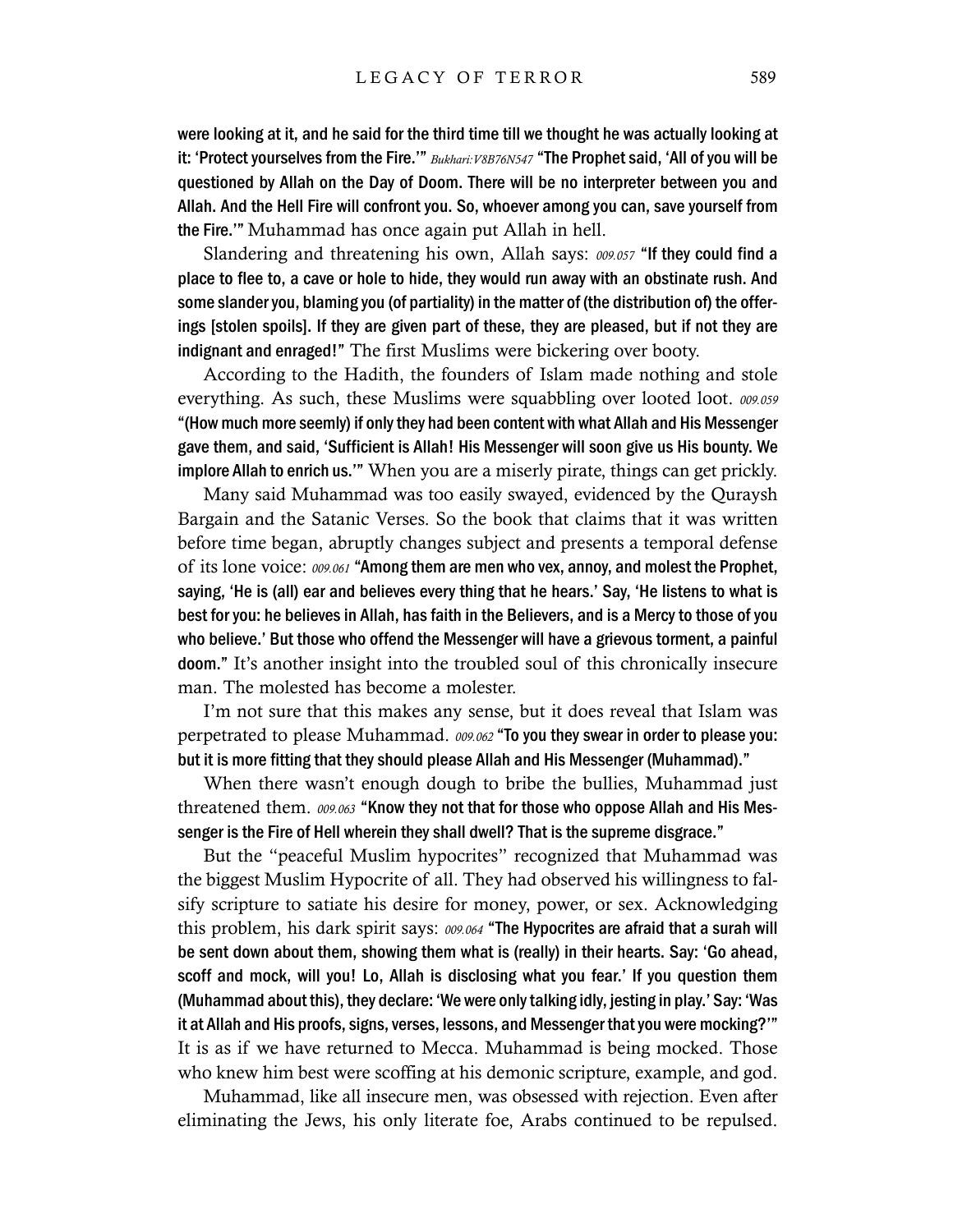were looking at it, and he said for the third time till we thought he was actually looking at it: 'Protect yourselves from the Fire.'" *Bukhari:V8B76N547* "The Prophet said, 'All of you will be questioned by Allah on the Day of Doom. There will be no interpreter between you and Allah. And the Hell Fire will confront you. So, whoever among you can, save yourself from the Fire.'" Muhammad has once again put Allah in hell.

Slandering and threatening his own, Allah says: *009.057* "If they could find a place to flee to, a cave or hole to hide, they would run away with an obstinate rush. And some slander you, blaming you (of partiality) in the matter of (the distribution of) the offerings [stolen spoils]. If they are given part of these, they are pleased, but if not they are indignant and enraged!" The first Muslims were bickering over booty.

According to the Hadith, the founders of Islam made nothing and stole everything. As such, these Muslims were squabbling over looted loot. *009.059* "(How much more seemly) if only they had been content with what Allah and His Messenger gave them, and said, 'Sufficient is Allah! His Messenger will soon give us His bounty. We implore Allah to enrich us.'" When you are a miserly pirate, things can get prickly.

Many said Muhammad was too easily swayed, evidenced by the Quraysh Bargain and the Satanic Verses. So the book that claims that it was written before time began, abruptly changes subject and presents a temporal defense of its lone voice: *009.061* "Among them are men who vex, annoy, and molest the Prophet, saying, 'He is (all) ear and believes every thing that he hears.' Say, 'He listens to what is best for you: he believes in Allah, has faith in the Believers, and is a Mercy to those of you who believe.' But those who offend the Messenger will have a grievous torment, a painful doom." It's another insight into the troubled soul of this chronically insecure man. The molested has become a molester.

I'm not sure that this makes any sense, but it does reveal that Islam was perpetrated to please Muhammad. *009.062* "To you they swear in order to please you: but it is more fitting that they should please Allah and His Messenger (Muhammad)."

When there wasn't enough dough to bribe the bullies, Muhammad just threatened them. *009.063* "Know they not that for those who oppose Allah and His Messenger is the Fire of Hell wherein they shall dwell? That is the supreme disgrace."

But the "peaceful Muslim hypocrites" recognized that Muhammad was the biggest Muslim Hypocrite of all. They had observed his willingness to falsify scripture to satiate his desire for money, power, or sex. Acknowledging this problem, his dark spirit says: *009.064* "The Hypocrites are afraid that a surah will be sent down about them, showing them what is (really) in their hearts. Say: 'Go ahead, scoff and mock, will you! Lo, Allah is disclosing what you fear.' If you question them (Muhammad about this), they declare: 'We were only talking idly, jesting in play.' Say: 'Was it at Allah and His proofs, signs, verses, lessons, and Messenger that you were mocking?'" It is as if we have returned to Mecca. Muhammad is being mocked. Those who knew him best were scoffing at his demonic scripture, example, and god.

Muhammad, like all insecure men, was obsessed with rejection. Even after eliminating the Jews, his only literate foe, Arabs continued to be repulsed.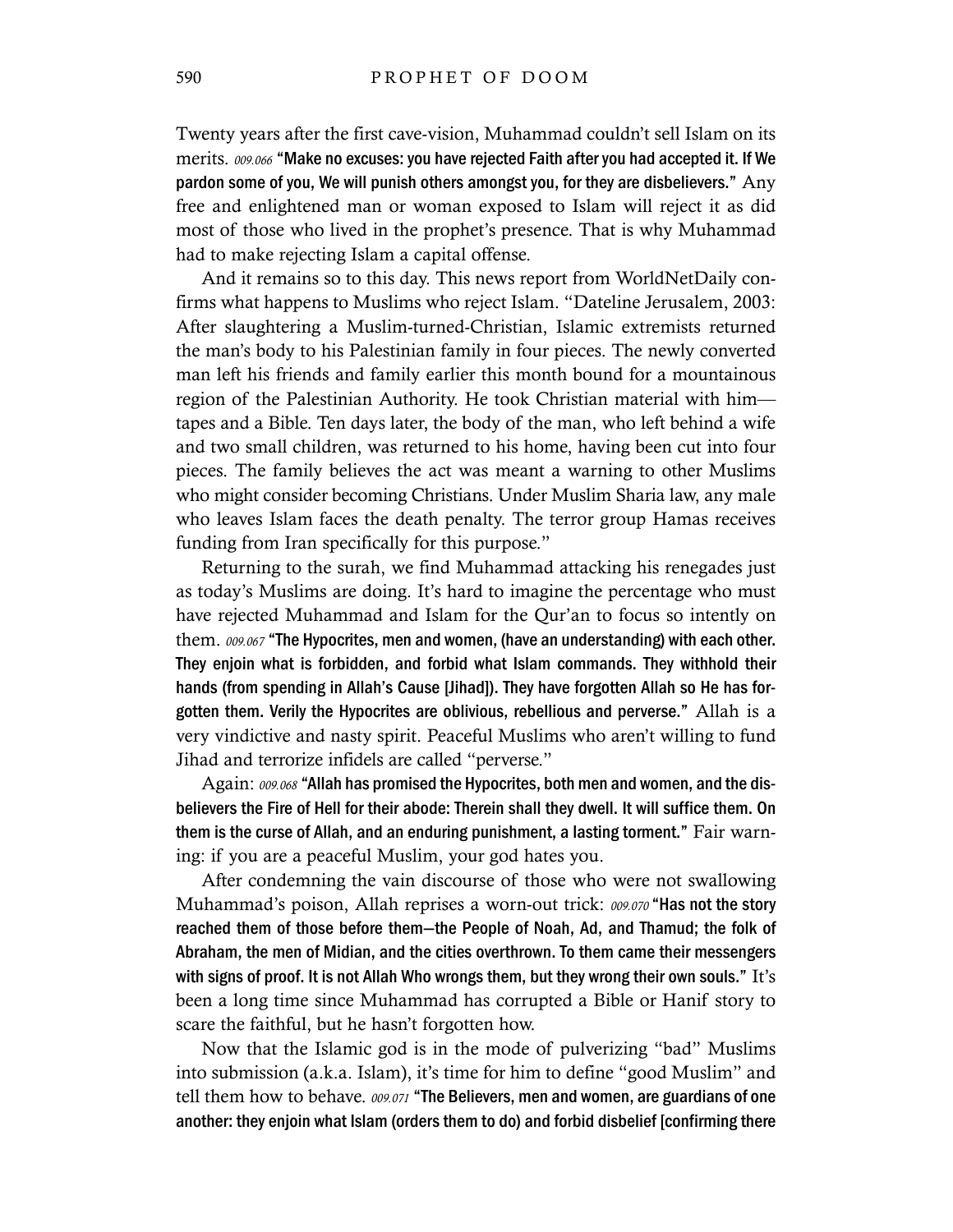Twenty years after the first cave-vision, Muhammad couldn't sell Islam on its merits. *009.066* **"Make no excuses: you have rejected Faith after you had accepted it. If We pardon some of you, We will punish others amongst you, for they are disbelievers."** Any free and enlightened man or woman exposed to Islam will reject it as did most of those who lived in the prophet's presence. That is why Muhammad had to make rejecting Islam a capital offense.

And it remains so to this day. This news report from WorldNetDaily confirms what happens to Muslims who reject Islam. "Dateline Jerusalem, 2003: After slaughtering a Muslim-turned-Christian, Islamic extremists returned the man's body to his Palestinian family in four pieces. The newly converted man left his friends and family earlier this month bound for a mountainous region of the Palestinian Authority. He took Christian material with him—tapes and a Bible. Ten days later, the body of the man, who left behind a wife and two small children, was returned to his home, having been cut into four pieces. The family believes the act was meant a warning to other Muslims who might consider becoming Christians. Under Muslim Sharia law, any male who leaves Islam faces the death penalty. The terror group Hamas receives funding from Iran specifically for this purpose."

Returning to the surah, we find Muhammad attacking his renegades just as today's Muslims are doing. It's hard to imagine the percentage who must have rejected Muhammad and Islam for the Qur'an to focus so intently on them. *009.067* **"The Hypocrites, men and women, (have an understanding) with each other. They enjoin what is forbidden, and forbid what Islam commands. They withhold their hands (from spending in Allah's Cause [Jihad]). They have forgotten Allah so He has forgotten them. Verily the Hypocrites are oblivious, rebellious and perverse."** Allah is a very vindictive and nasty spirit. Peaceful Muslims who aren't willing to fund Jihad and terrorize infidels are called "perverse."

Again: *009.068* **"Allah has promised the Hypocrites, both men and women, and the disbelievers the Fire of Hell for their abode: Therein shall they dwell. It will suffice them. On them is the curse of Allah, and an enduring punishment, a lasting torment."** Fair warning: if you are a peaceful Muslim, your god hates you.

After condemning the vain discourse of those who were not swallowing Muhammad's poison, Allah reprises a worn-out trick: *009.070* **"Has not the story reached them of those before them—the People of Noah, Ad, and Thamud; the folk of Abraham, the men of Midian, and the cities overthrown. To them came their messengers with signs of proof. It is not Allah Who wrongs them, but they wrong their own souls."** It's been a long time since Muhammad has corrupted a Bible or Hanif story to scare the faithful, but he hasn't forgotten how.

Now that the Islamic god is in the mode of pulverizing "bad" Muslims into submission (a.k.a. Islam), it's time for him to define "good Muslim" and tell them how to behave. *009.071* **"The Believers, men and women, are guardians of one another: they enjoin what Islam (orders them to do) and forbid disbelief [confirming there**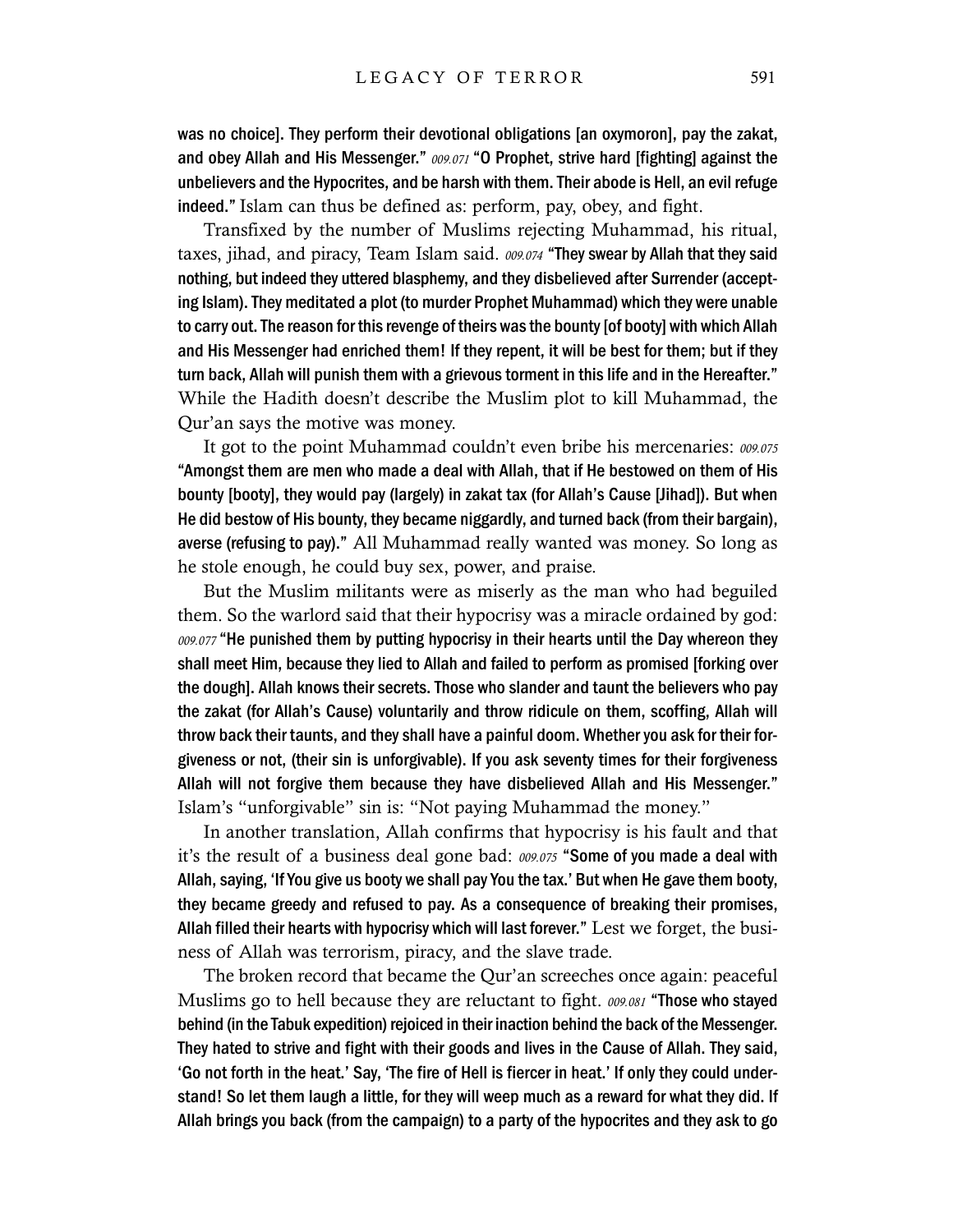was no choice]. They perform their devotional obligations [an oxymoron], pay the zakat, and obey Allah and His Messenger." *009.071* "O Prophet, strive hard [fighting] against the unbelievers and the Hypocrites, and be harsh with them. Their abode is Hell, an evil refuge indeed." Islam can thus be defined as: perform, pay, obey, and fight.

Transfixed by the number of Muslims rejecting Muhammad, his ritual, taxes, jihad, and piracy, Team Islam said. *009.074* "They swear by Allah that they said nothing, but indeed they uttered blasphemy, and they disbelieved after Surrender (accepting Islam). They meditated a plot (to murder Prophet Muhammad) which they were unable to carry out. The reason for this revenge of theirs was the bounty [of booty] with which Allah and His Messenger had enriched them! If they repent, it will be best for them; but if they turn back, Allah will punish them with a grievous torment in this life and in the Hereafter." While the Hadith doesn't describe the Muslim plot to kill Muhammad, the Qur'an says the motive was money.

It got to the point Muhammad couldn't even bribe his mercenaries: *009.075* "Amongst them are men who made a deal with Allah, that if He bestowed on them of His bounty [booty], they would pay (largely) in zakat tax (for Allah's Cause [Jihad]). But when He did bestow of His bounty, they became niggardly, and turned back (from their bargain), averse (refusing to pay)." All Muhammad really wanted was money. So long as he stole enough, he could buy sex, power, and praise.

But the Muslim militants were as miserly as the man who had beguiled them. So the warlord said that their hypocrisy was a miracle ordained by god: *009.077* "He punished them by putting hypocrisy in their hearts until the Day whereon they shall meet Him, because they lied to Allah and failed to perform as promised [forking over the dough]. Allah knows their secrets. Those who slander and taunt the believers who pay the zakat (for Allah's Cause) voluntarily and throw ridicule on them, scoffing, Allah will throw back their taunts, and they shall have a painful doom. Whether you ask for their forgiveness or not, (their sin is unforgivable). If you ask seventy times for their forgiveness Allah will not forgive them because they have disbelieved Allah and His Messenger." Islam's "unforgivable" sin is: "Not paying Muhammad the money."

In another translation, Allah confirms that hypocrisy is his fault and that it's the result of a business deal gone bad: *009.075* "Some of you made a deal with Allah, saying, 'If You give us booty we shall pay You the tax.' But when He gave them booty, they became greedy and refused to pay. As a consequence of breaking their promises, Allah filled their hearts with hypocrisy which will last forever." Lest we forget, the business of Allah was terrorism, piracy, and the slave trade.

The broken record that became the Qur'an screeches once again: peaceful Muslims go to hell because they are reluctant to fight. *009.081* "Those who stayed behind (in the Tabuk expedition) rejoiced in their inaction behind the back of the Messenger. They hated to strive and fight with their goods and lives in the Cause of Allah. They said, 'Go not forth in the heat.' Say, 'The fire of Hell is fiercer in heat.' If only they could understand! So let them laugh a little, for they will weep much as a reward for what they did. If Allah brings you back (from the campaign) to a party of the hypocrites and they ask to go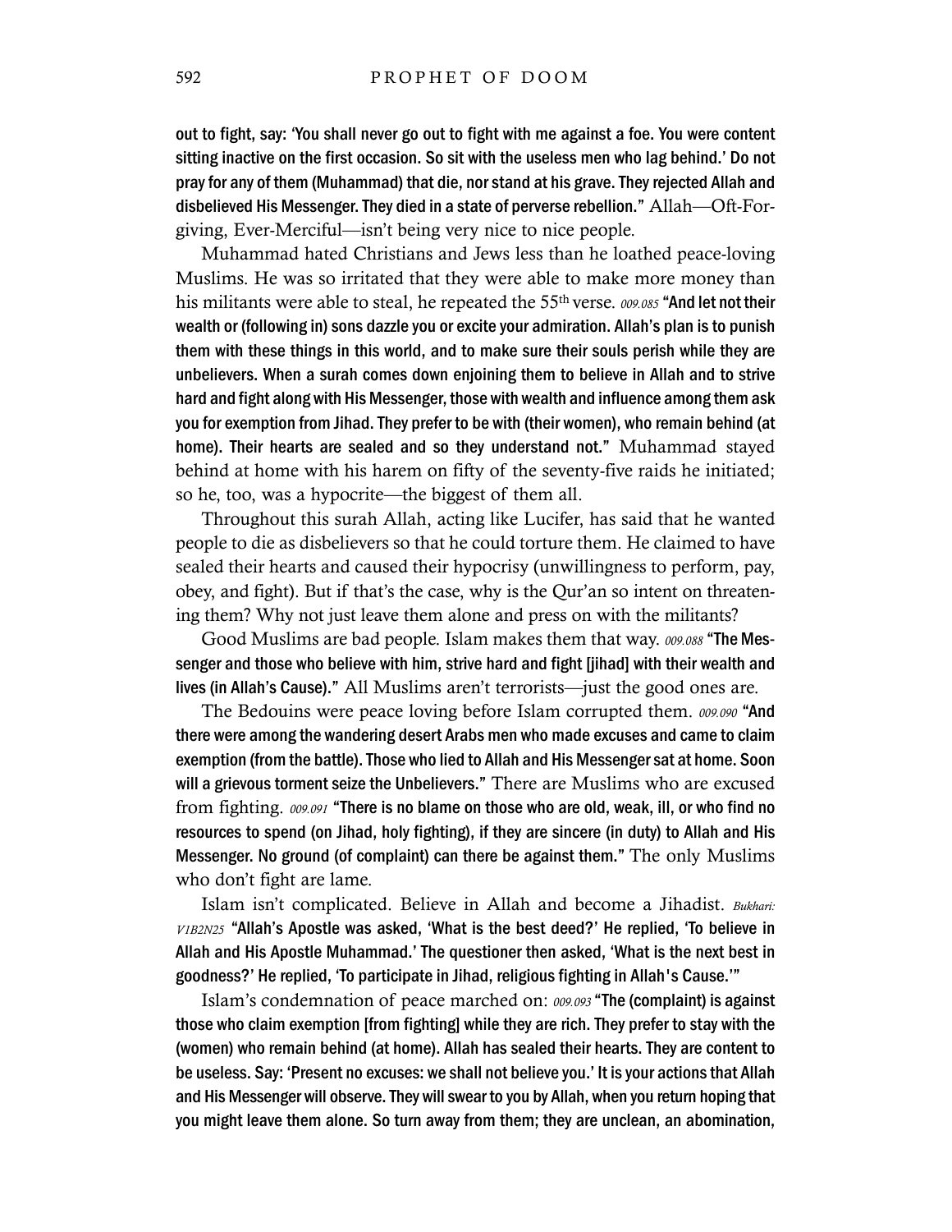out to fight, say: 'You shall never go out to fight with me against a foe. You were content sitting inactive on the first occasion. So sit with the useless men who lag behind.' Do not pray for any of them (Muhammad) that die, nor stand at his grave. They rejected Allah and disbelieved His Messenger. They died in a state of perverse rebellion." Allah—Oft-Forgiving, Ever-Merciful—isn't being very nice to nice people.

Muhammad hated Christians and Jews less than he loathed peace-loving Muslims. He was so irritated that they were able to make more money than his militants were able to steal, he repeated the 55th verse. *009.085* "And let not their wealth or (following in) sons dazzle you or excite your admiration. Allah's plan is to punish them with these things in this world, and to make sure their souls perish while they are unbelievers. When a surah comes down enjoining them to believe in Allah and to strive hard and fight along with His Messenger, those with wealth and influence among them ask you for exemption from Jihad. They prefer to be with (their women), who remain behind (at home). Their hearts are sealed and so they understand not." Muhammad stayed behind at home with his harem on fifty of the seventy-five raids he initiated; so he, too, was a hypocrite—the biggest of them all.

Throughout this surah Allah, acting like Lucifer, has said that he wanted people to die as disbelievers so that he could torture them. He claimed to have sealed their hearts and caused their hypocrisy (unwillingness to perform, pay, obey, and fight). But if that's the case, why is the Qur'an so intent on threatening them? Why not just leave them alone and press on with the militants?

Good Muslims are bad people. Islam makes them that way. *009.088* "The Messenger and those who believe with him, strive hard and fight [jihad] with their wealth and lives (in Allah's Cause)." All Muslims aren't terrorists—just the good ones are.

The Bedouins were peace loving before Islam corrupted them. *009.090* "And there were among the wandering desert Arabs men who made excuses and came to claim exemption (from the battle). Those who lied to Allah and His Messenger sat at home. Soon will a grievous torment seize the Unbelievers." There are Muslims who are excused from fighting. *009.091* "There is no blame on those who are old, weak, ill, or who find no resources to spend (on Jihad, holy fighting), if they are sincere (in duty) to Allah and His Messenger. No ground (of complaint) can there be against them." The only Muslims who don't fight are lame.

Islam isn't complicated. Believe in Allah and become a Jihadist. *Bukhari: V1B2N25* "Allah's Apostle was asked, 'What is the best deed?' He replied, 'To believe in Allah and His Apostle Muhammad.' The questioner then asked, 'What is the next best in goodness?' He replied, 'To participate in Jihad, religious fighting in Allah's Cause.'"

Islam's condemnation of peace marched on: *009.093* "The (complaint) is against those who claim exemption [from fighting] while they are rich. They prefer to stay with the (women) who remain behind (at home). Allah has sealed their hearts. They are content to be useless. Say: 'Present no excuses: we shall not believe you.' It is your actions that Allah and His Messenger will observe. They will swear to you by Allah, when you return hoping that you might leave them alone. So turn away from them; they are unclean, an abomination,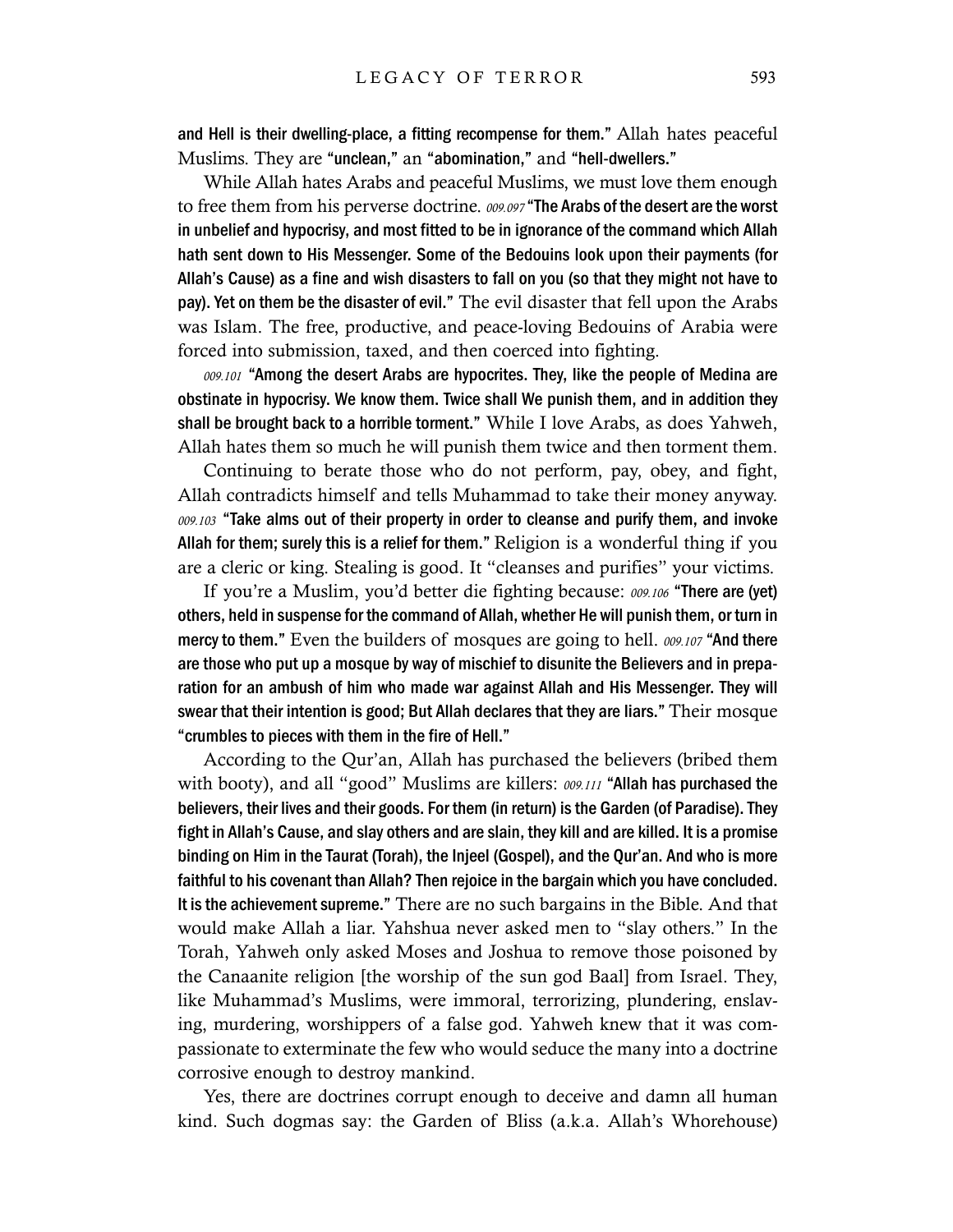**and Hell is their dwelling-place, a fitting recompense for them."** Allah hates peaceful Muslims. They are **"unclean,"** an **"abomination,"** and **"hell-dwellers."**

While Allah hates Arabs and peaceful Muslims, we must love them enough to free them from his perverse doctrine. *009.097* **"The Arabs of the desert are the worst in unbelief and hypocrisy, and most fitted to be in ignorance of the command which Allah hath sent down to His Messenger. Some of the Bedouins look upon their payments (for Allah's Cause) as a fine and wish disasters to fall on you (so that they might not have to pay). Yet on them be the disaster of evil."** The evil disaster that fell upon the Arabs was Islam. The free, productive, and peace-loving Bedouins of Arabia were forced into submission, taxed, and then coerced into fighting.

*009.101* **"Among the desert Arabs are hypocrites. They, like the people of Medina are obstinate in hypocrisy. We know them. Twice shall We punish them, and in addition they shall be brought back to a horrible torment."** While I love Arabs, as does Yahweh, Allah hates them so much he will punish them twice and then torment them.

Continuing to berate those who do not perform, pay, obey, and fight, Allah contradicts himself and tells Muhammad to take their money anyway. *009.103* **"Take alms out of their property in order to cleanse and purify them, and invoke Allah for them; surely this is a relief for them."** Religion is a wonderful thing if you are a cleric or king. Stealing is good. It "cleanses and purifies" your victims.

If you're a Muslim, you'd better die fighting because: *009.106* **"There are (yet) others, held in suspense for the command of Allah, whether He will punish them, or turn in mercy to them."** Even the builders of mosques are going to hell. *009.107* **"And there are those who put up a mosque by way of mischief to disunite the Believers and in preparation for an ambush of him who made war against Allah and His Messenger. They will swear that their intention is good; But Allah declares that they are liars."** Their mosque **"crumbles to pieces with them in the fire of Hell."**

According to the Qur'an, Allah has purchased the believers (bribed them with booty), and all "good" Muslims are killers: *009.111* **"Allah has purchased the believers, their lives and their goods. For them (in return) is the Garden (of Paradise). They fight in Allah's Cause, and slay others and are slain, they kill and are killed. It is a promise binding on Him in the Taurat (Torah), the Injeel (Gospel), and the Qur'an. And who is more faithful to his covenant than Allah? Then rejoice in the bargain which you have concluded. It is the achievement supreme."** There are no such bargains in the Bible. And that would make Allah a liar. Yahshua never asked men to "slay others." In the Torah, Yahweh only asked Moses and Joshua to remove those poisoned by the Canaanite religion [the worship of the sun god Baal] from Israel. They, like Muhammad's Muslims, were immoral, terrorizing, plundering, enslaving, murdering, worshippers of a false god. Yahweh knew that it was compassionate to exterminate the few who would seduce the many into a doctrine corrosive enough to destroy mankind.

Yes, there are doctrines corrupt enough to deceive and damn all human kind. Such dogmas say: the Garden of Bliss (a.k.a. Allah's Whorehouse)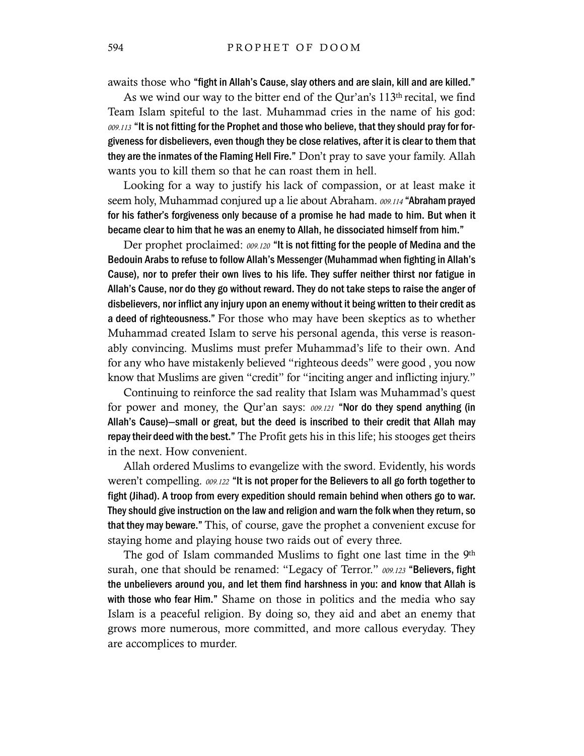awaits those who **"fight in Allah's Cause, slay others and are slain, kill and are killed."**

As we wind our way to the bitter end of the Qur'an's 113th recital, we find Team Islam spiteful to the last. Muhammad cries in the name of his god: *009.113* **"It is not fitting for the Prophet and those who believe, that they should pray for forgiveness for disbelievers, even though they be close relatives, after it is clear to them that they are the inmates of the Flaming Hell Fire."** Don't pray to save your family. Allah wants you to kill them so that he can roast them in hell.

Looking for a way to justify his lack of compassion, or at least make it seem holy, Muhammad conjured up a lie about Abraham. *009.114* **"Abraham prayed for his father's forgiveness only because of a promise he had made to him. But when it became clear to him that he was an enemy to Allah, he dissociated himself from him."**

Der prophet proclaimed: *009.120* **"It is not fitting for the people of Medina and the Bedouin Arabs to refuse to follow Allah's Messenger (Muhammad when fighting in Allah's Cause), nor to prefer their own lives to his life. They suffer neither thirst nor fatigue in Allah's Cause, nor do they go without reward. They do not take steps to raise the anger of disbelievers, nor inflict any injury upon an enemy without it being written to their credit as a deed of righteousness."** For those who may have been skeptics as to whether Muhammad created Islam to serve his personal agenda, this verse is reasonably convincing. Muslims must prefer Muhammad's life to their own. And for any who have mistakenly believed "righteous deeds" were good , you now know that Muslims are given "credit" for "inciting anger and inflicting injury."

Continuing to reinforce the sad reality that Islam was Muhammad's quest for power and money, the Qur'an says: *009.121* **"Nor do they spend anything (in Allah's Cause)—small or great, but the deed is inscribed to their credit that Allah may repay their deed with the best."** The Profit gets his in this life; his stooges get theirs in the next. How convenient.

Allah ordered Muslims to evangelize with the sword. Evidently, his words weren't compelling. *009.122* **"It is not proper for the Believers to all go forth together to fight (Jihad). A troop from every expedition should remain behind when others go to war. They should give instruction on the law and religion and warn the folk when they return, so that they may beware."** This, of course, gave the prophet a convenient excuse for staying home and playing house two raids out of every three.

The god of Islam commanded Muslims to fight one last time in the 9th surah, one that should be renamed: "Legacy of Terror." *009.123* **"Believers, fight the unbelievers around you, and let them find harshness in you: and know that Allah is with those who fear Him."** Shame on those in politics and the media who say Islam is a peaceful religion. By doing so, they aid and abet an enemy that grows more numerous, more committed, and more callous everyday. They are accomplices to murder.